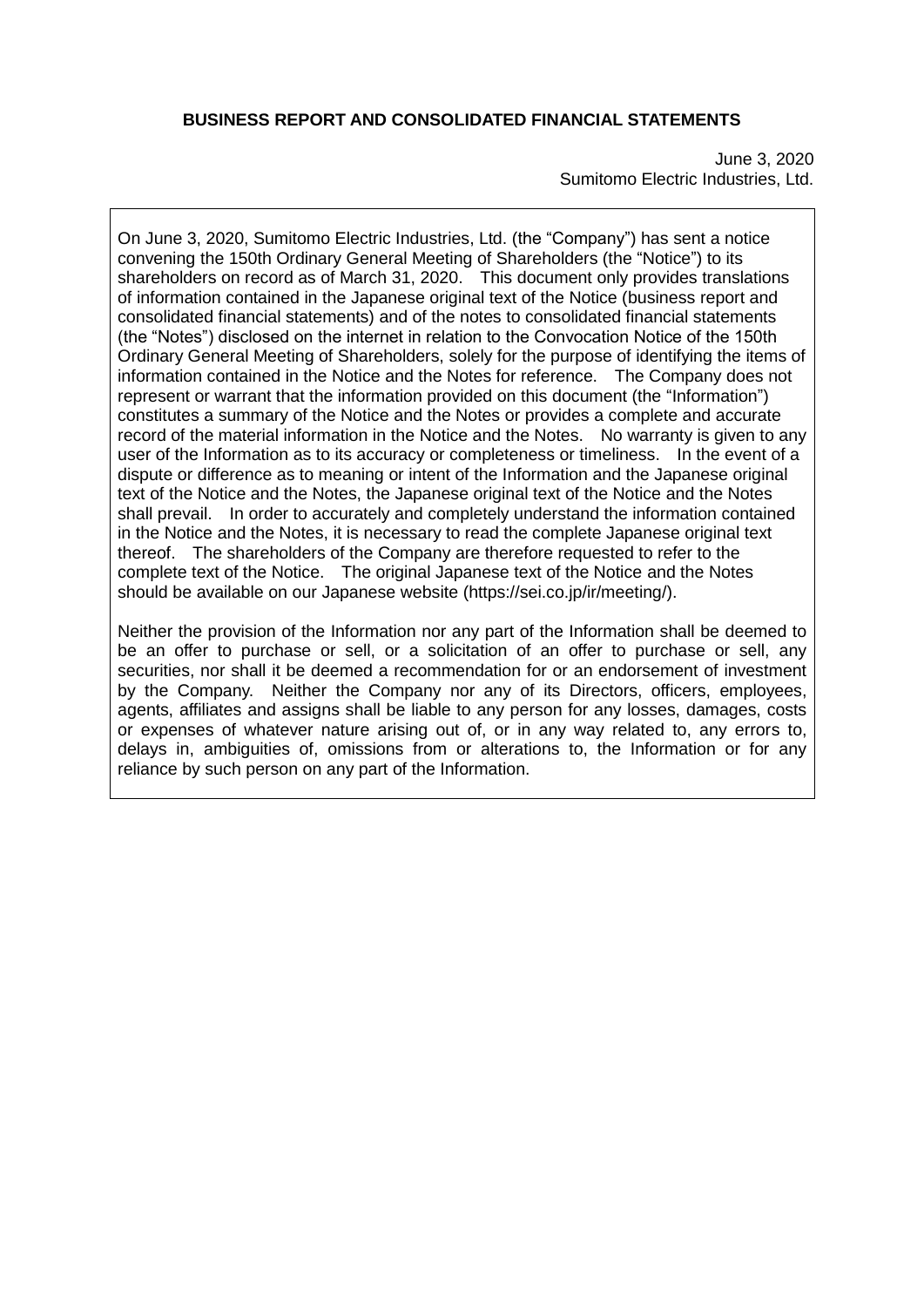# BUSINESS REPORT AND CONSOLIDATED FINANCIAL STATEMENTS

June 3, 2020
Sumitomo Electric Industries, Ltd.

On June 3, 2020, Sumitomo Electric Industries, Ltd. (the "Company") has sent a notice convening the 150th Ordinary General Meeting of Shareholders (the "Notice") to its shareholders on record as of March 31, 2020. This document only provides translations of information contained in the Japanese original text of the Notice (business report and consolidated financial statements) and of the notes to consolidated financial statements (the "Notes") disclosed on the internet in relation to the Convocation Notice of the 150th Ordinary General Meeting of Shareholders, solely for the purpose of identifying the items of information contained in the Notice and the Notes for reference. The Company does not represent or warrant that the information provided on this document (the "Information") constitutes a summary of the Notice and the Notes or provides a complete and accurate record of the material information in the Notice and the Notes. No warranty is given to any user of the Information as to its accuracy or completeness or timeliness. In the event of a dispute or difference as to meaning or intent of the Information and the Japanese original text of the Notice and the Notes, the Japanese original text of the Notice and the Notes shall prevail. In order to accurately and completely understand the information contained in the Notice and the Notes, it is necessary to read the complete Japanese original text thereof. The shareholders of the Company are therefore requested to refer to the complete text of the Notice. The original Japanese text of the Notice and the Notes should be available on our Japanese website (https://sei.co.jp/ir/meeting/).

Neither the provision of the Information nor any part of the Information shall be deemed to be an offer to purchase or sell, or a solicitation of an offer to purchase or sell, any securities, nor shall it be deemed a recommendation for or an endorsement of investment by the Company. Neither the Company nor any of its Directors, officers, employees, agents, affiliates and assigns shall be liable to any person for any losses, damages, costs or expenses of whatever nature arising out of, or in any way related to, any errors to, delays in, ambiguities of, omissions from or alterations to, the Information or for any reliance by such person on any part of the Information.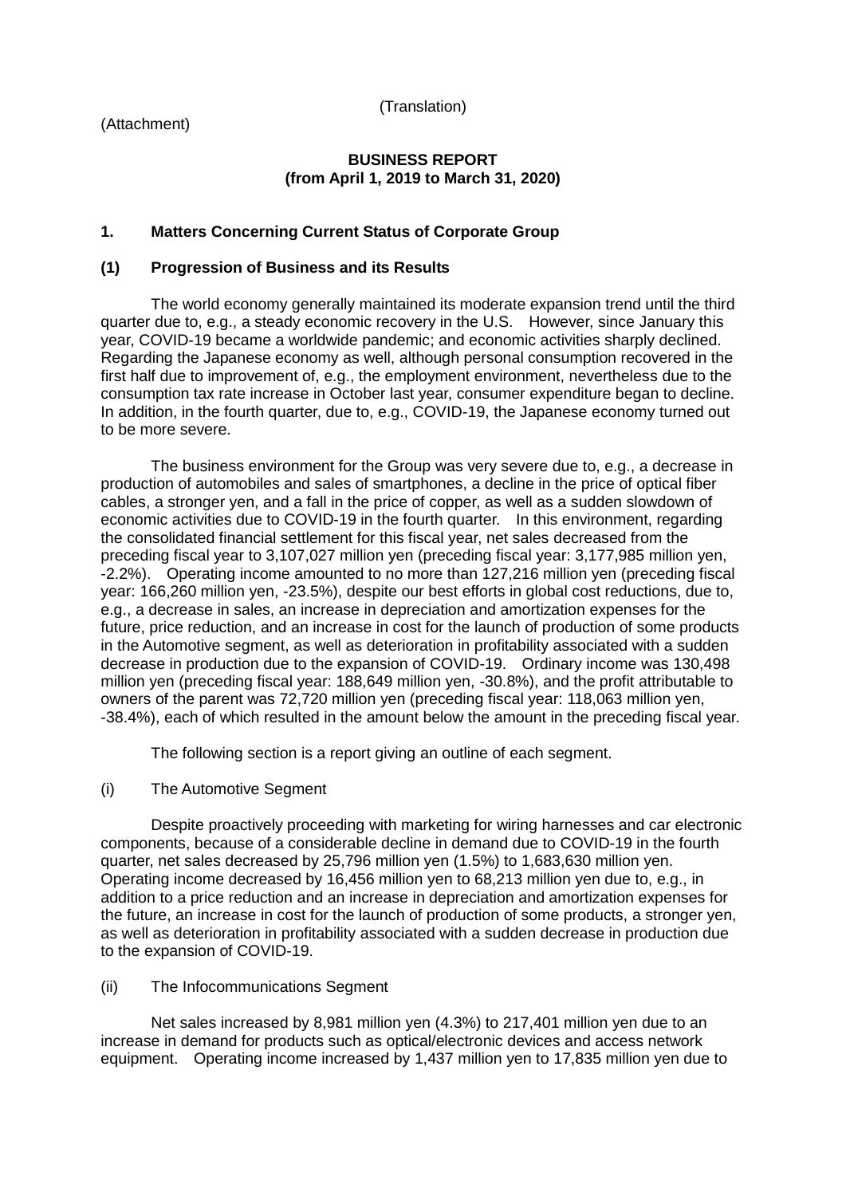(Translation)

(Attachment)

**BUSINESS REPORT**
**(from April 1, 2019 to March 31, 2020)**

## 1. Matters Concerning Current Status of Corporate Group

### (1) Progression of Business and its Results

The world economy generally maintained its moderate expansion trend until the third quarter due to, e.g., a steady economic recovery in the U.S. However, since January this year, COVID-19 became a worldwide pandemic; and economic activities sharply declined. Regarding the Japanese economy as well, although personal consumption recovered in the first half due to improvement of, e.g., the employment environment, nevertheless due to the consumption tax rate increase in October last year, consumer expenditure began to decline. In addition, in the fourth quarter, due to, e.g., COVID-19, the Japanese economy turned out to be more severe.

The business environment for the Group was very severe due to, e.g., a decrease in production of automobiles and sales of smartphones, a decline in the price of optical fiber cables, a stronger yen, and a fall in the price of copper, as well as a sudden slowdown of economic activities due to COVID-19 in the fourth quarter. In this environment, regarding the consolidated financial settlement for this fiscal year, net sales decreased from the preceding fiscal year to 3,107,027 million yen (preceding fiscal year: 3,177,985 million yen, -2.2%). Operating income amounted to no more than 127,216 million yen (preceding fiscal year: 166,260 million yen, -23.5%), despite our best efforts in global cost reductions, due to, e.g., a decrease in sales, an increase in depreciation and amortization expenses for the future, price reduction, and an increase in cost for the launch of production of some products in the Automotive segment, as well as deterioration in profitability associated with a sudden decrease in production due to the expansion of COVID-19. Ordinary income was 130,498 million yen (preceding fiscal year: 188,649 million yen, -30.8%), and the profit attributable to owners of the parent was 72,720 million yen (preceding fiscal year: 118,063 million yen, -38.4%), each of which resulted in the amount below the amount in the preceding fiscal year.

The following section is a report giving an outline of each segment.

(i) The Automotive Segment

Despite proactively proceeding with marketing for wiring harnesses and car electronic components, because of a considerable decline in demand due to COVID-19 in the fourth quarter, net sales decreased by 25,796 million yen (1.5%) to 1,683,630 million yen. Operating income decreased by 16,456 million yen to 68,213 million yen due to, e.g., in addition to a price reduction and an increase in depreciation and amortization expenses for the future, an increase in cost for the launch of production of some products, a stronger yen, as well as deterioration in profitability associated with a sudden decrease in production due to the expansion of COVID-19.

(ii) The Infocommunications Segment

Net sales increased by 8,981 million yen (4.3%) to 217,401 million yen due to an increase in demand for products such as optical/electronic devices and access network equipment. Operating income increased by 1,437 million yen to 17,835 million yen due to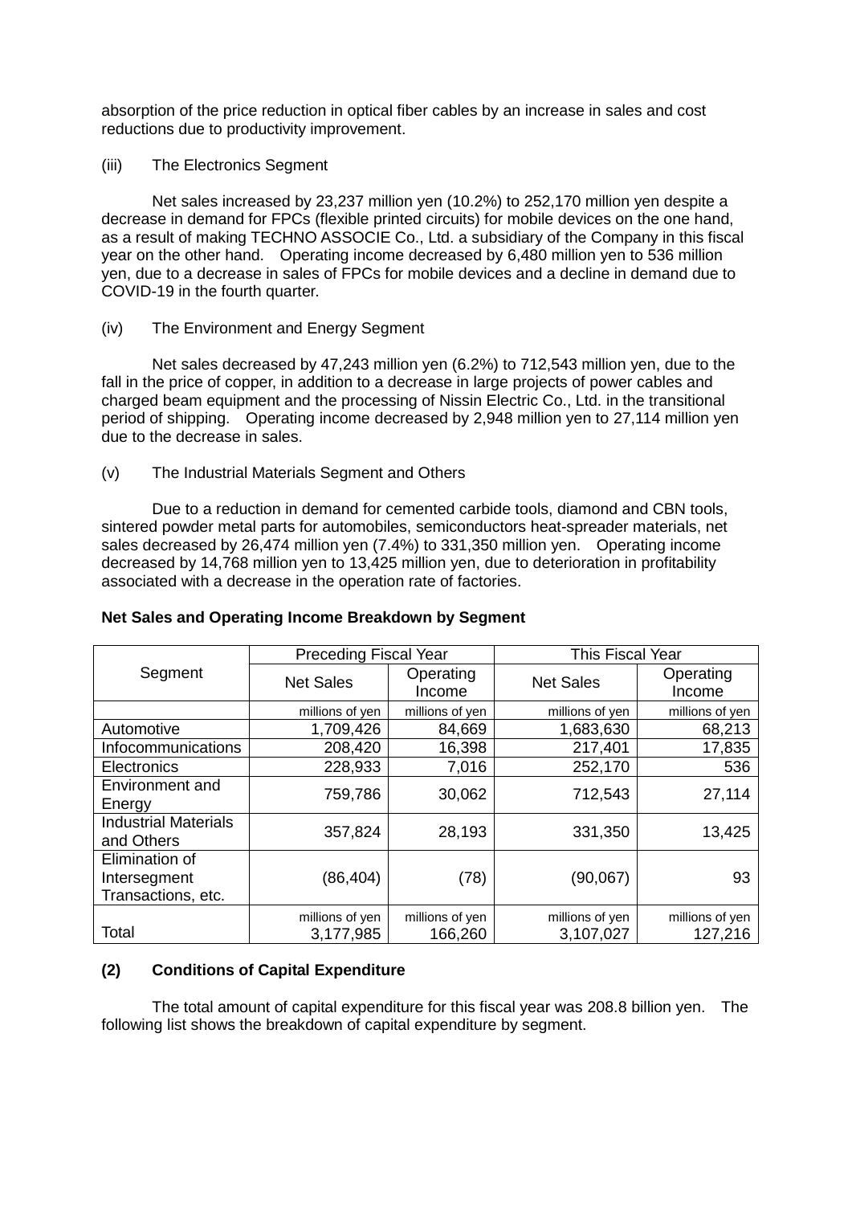absorption of the price reduction in optical fiber cables by an increase in sales and cost reductions due to productivity improvement.

(iii) The Electronics Segment

Net sales increased by 23,237 million yen (10.2%) to 252,170 million yen despite a decrease in demand for FPCs (flexible printed circuits) for mobile devices on the one hand, as a result of making TECHNO ASSOCIE Co., Ltd. a subsidiary of the Company in this fiscal year on the other hand. Operating income decreased by 6,480 million yen to 536 million yen, due to a decrease in sales of FPCs for mobile devices and a decline in demand due to COVID-19 in the fourth quarter.

(iv) The Environment and Energy Segment

Net sales decreased by 47,243 million yen (6.2%) to 712,543 million yen, due to the fall in the price of copper, in addition to a decrease in large projects of power cables and charged beam equipment and the processing of Nissin Electric Co., Ltd. in the transitional period of shipping. Operating income decreased by 2,948 million yen to 27,114 million yen due to the decrease in sales.

(v) The Industrial Materials Segment and Others

Due to a reduction in demand for cemented carbide tools, diamond and CBN tools, sintered powder metal parts for automobiles, semiconductors heat-spreader materials, net sales decreased by 26,474 million yen (7.4%) to 331,350 million yen. Operating income decreased by 14,768 million yen to 13,425 million yen, due to deterioration in profitability associated with a decrease in the operation rate of factories.

**Net Sales and Operating Income Breakdown by Segment**

| Segment | Preceding Fiscal Year | | This Fiscal Year | |
|---|---|---|---|---|
| | Net Sales | Operating Income | Net Sales | Operating Income |
| | millions of yen | millions of yen | millions of yen | millions of yen |
| Automotive | 1,709,426 | 84,669 | 1,683,630 | 68,213 |
| Infocommunications | 208,420 | 16,398 | 217,401 | 17,835 |
| Electronics | 228,933 | 7,016 | 252,170 | 536 |
| Environment and Energy | 759,786 | 30,062 | 712,543 | 27,114 |
| Industrial Materials and Others | 357,824 | 28,193 | 331,350 | 13,425 |
| Elimination of Intersegment Transactions, etc. | (86,404) | (78) | (90,067) | 93 |
| Total | millions of yen 3,177,985 | millions of yen 166,260 | millions of yen 3,107,027 | millions of yen 127,216 |

**(2) Conditions of Capital Expenditure**

The total amount of capital expenditure for this fiscal year was 208.8 billion yen. The following list shows the breakdown of capital expenditure by segment.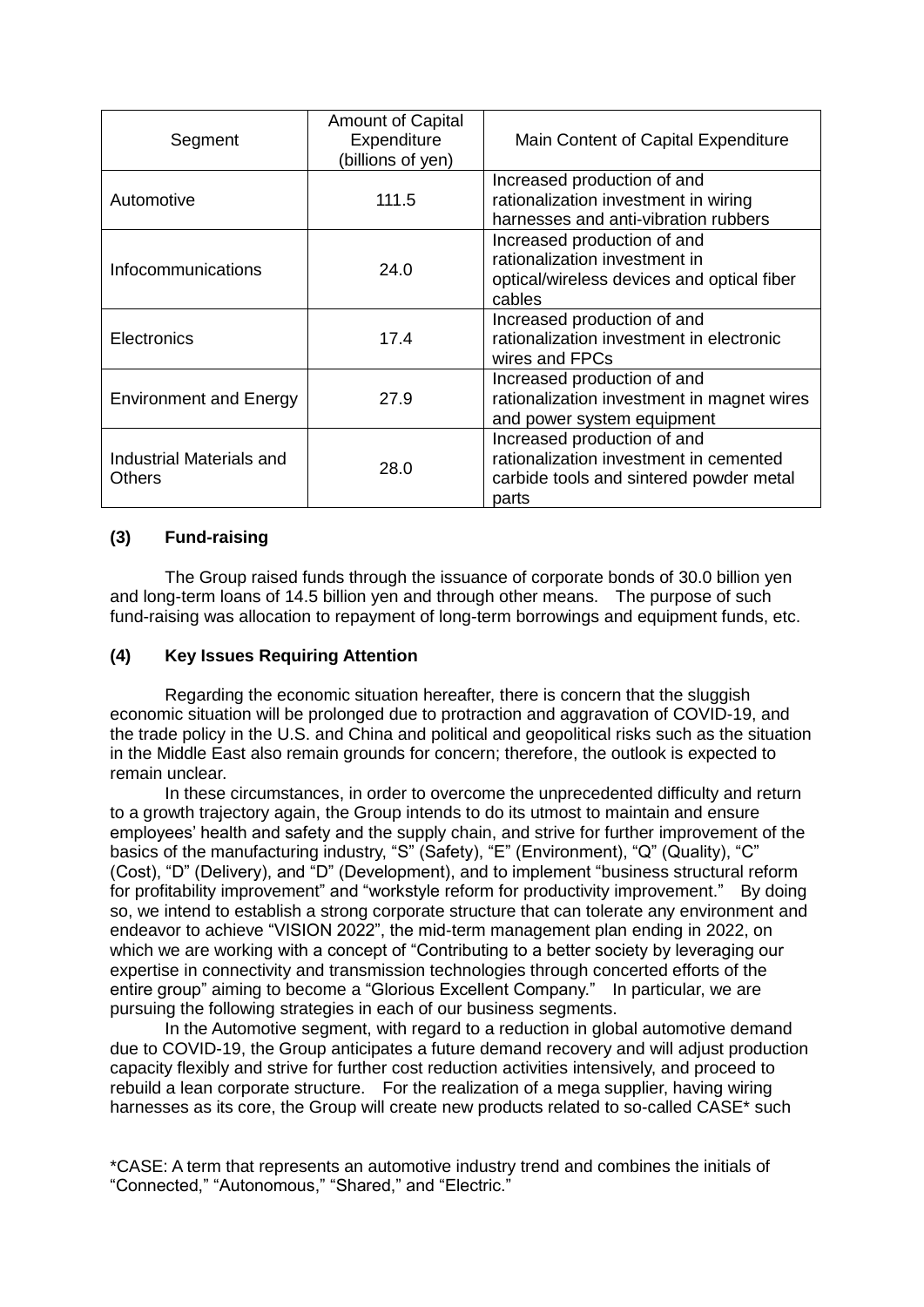| Segment | Amount of Capital Expenditure (billions of yen) | Main Content of Capital Expenditure |
|---|---|---|
| Automotive | 111.5 | Increased production of and rationalization investment in wiring harnesses and anti-vibration rubbers |
| Infocommunications | 24.0 | Increased production of and rationalization investment in optical/wireless devices and optical fiber cables |
| Electronics | 17.4 | Increased production of and rationalization investment in electronic wires and FPCs |
| Environment and Energy | 27.9 | Increased production of and rationalization investment in magnet wires and power system equipment |
| Industrial Materials and Others | 28.0 | Increased production of and rationalization investment in cemented carbide tools and sintered powder metal parts |

### (3) Fund-raising

The Group raised funds through the issuance of corporate bonds of 30.0 billion yen and long-term loans of 14.5 billion yen and through other means. The purpose of such fund-raising was allocation to repayment of long-term borrowings and equipment funds, etc.

### (4) Key Issues Requiring Attention

Regarding the economic situation hereafter, there is concern that the sluggish economic situation will be prolonged due to protraction and aggravation of COVID-19, and the trade policy in the U.S. and China and political and geopolitical risks such as the situation in the Middle East also remain grounds for concern; therefore, the outlook is expected to remain unclear.

In these circumstances, in order to overcome the unprecedented difficulty and return to a growth trajectory again, the Group intends to do its utmost to maintain and ensure employees' health and safety and the supply chain, and strive for further improvement of the basics of the manufacturing industry, "S" (Safety), "E" (Environment), "Q" (Quality), "C" (Cost), "D" (Delivery), and "D" (Development), and to implement "business structural reform for profitability improvement" and "workstyle reform for productivity improvement." By doing so, we intend to establish a strong corporate structure that can tolerate any environment and endeavor to achieve "VISION 2022", the mid-term management plan ending in 2022, on which we are working with a concept of "Contributing to a better society by leveraging our expertise in connectivity and transmission technologies through concerted efforts of the entire group" aiming to become a "Glorious Excellent Company." In particular, we are pursuing the following strategies in each of our business segments.

In the Automotive segment, with regard to a reduction in global automotive demand due to COVID-19, the Group anticipates a future demand recovery and will adjust production capacity flexibly and strive for further cost reduction activities intensively, and proceed to rebuild a lean corporate structure. For the realization of a mega supplier, having wiring harnesses as its core, the Group will create new products related to so-called CASE* such

*CASE: A term that represents an automotive industry trend and combines the initials of "Connected," "Autonomous," "Shared," and "Electric."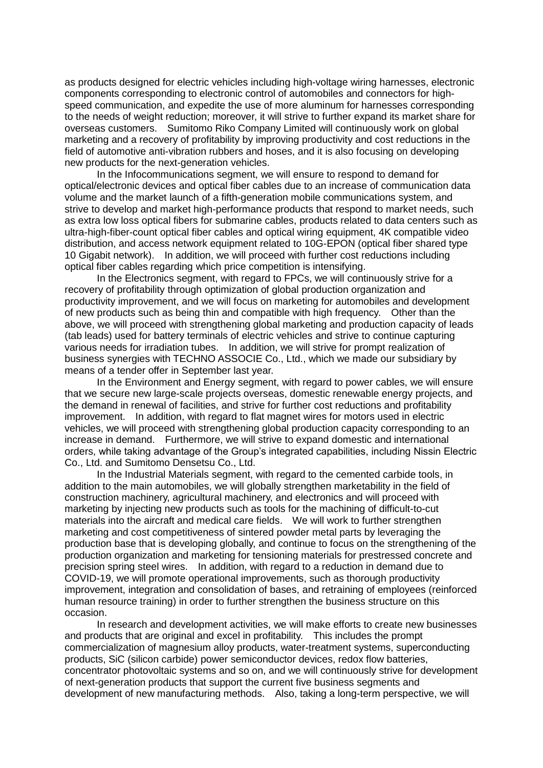as products designed for electric vehicles including high-voltage wiring harnesses, electronic components corresponding to electronic control of automobiles and connectors for high-speed communication, and expedite the use of more aluminum for harnesses corresponding to the needs of weight reduction; moreover, it will strive to further expand its market share for overseas customers. Sumitomo Riko Company Limited will continuously work on global marketing and a recovery of profitability by improving productivity and cost reductions in the field of automotive anti-vibration rubbers and hoses, and it is also focusing on developing new products for the next-generation vehicles.

In the Infocommunications segment, we will ensure to respond to demand for optical/electronic devices and optical fiber cables due to an increase of communication data volume and the market launch of a fifth-generation mobile communications system, and strive to develop and market high-performance products that respond to market needs, such as extra low loss optical fibers for submarine cables, products related to data centers such as ultra-high-fiber-count optical fiber cables and optical wiring equipment, 4K compatible video distribution, and access network equipment related to 10G-EPON (optical fiber shared type 10 Gigabit network). In addition, we will proceed with further cost reductions including optical fiber cables regarding which price competition is intensifying.

In the Electronics segment, with regard to FPCs, we will continuously strive for a recovery of profitability through optimization of global production organization and productivity improvement, and we will focus on marketing for automobiles and development of new products such as being thin and compatible with high frequency. Other than the above, we will proceed with strengthening global marketing and production capacity of leads (tab leads) used for battery terminals of electric vehicles and strive to continue capturing various needs for irradiation tubes. In addition, we will strive for prompt realization of business synergies with TECHNO ASSOCIE Co., Ltd., which we made our subsidiary by means of a tender offer in September last year.

In the Environment and Energy segment, with regard to power cables, we will ensure that we secure new large-scale projects overseas, domestic renewable energy projects, and the demand in renewal of facilities, and strive for further cost reductions and profitability improvement. In addition, with regard to flat magnet wires for motors used in electric vehicles, we will proceed with strengthening global production capacity corresponding to an increase in demand. Furthermore, we will strive to expand domestic and international orders, while taking advantage of the Group's integrated capabilities, including Nissin Electric Co., Ltd. and Sumitomo Densetsu Co., Ltd.

In the Industrial Materials segment, with regard to the cemented carbide tools, in addition to the main automobiles, we will globally strengthen marketability in the field of construction machinery, agricultural machinery, and electronics and will proceed with marketing by injecting new products such as tools for the machining of difficult-to-cut materials into the aircraft and medical care fields. We will work to further strengthen marketing and cost competitiveness of sintered powder metal parts by leveraging the production base that is developing globally, and continue to focus on the strengthening of the production organization and marketing for tensioning materials for prestressed concrete and precision spring steel wires. In addition, with regard to a reduction in demand due to COVID-19, we will promote operational improvements, such as thorough productivity improvement, integration and consolidation of bases, and retraining of employees (reinforced human resource training) in order to further strengthen the business structure on this occasion.

In research and development activities, we will make efforts to create new businesses and products that are original and excel in profitability. This includes the prompt commercialization of magnesium alloy products, water-treatment systems, superconducting products, SiC (silicon carbide) power semiconductor devices, redox flow batteries, concentrator photovoltaic systems and so on, and we will continuously strive for development of next-generation products that support the current five business segments and development of new manufacturing methods. Also, taking a long-term perspective, we will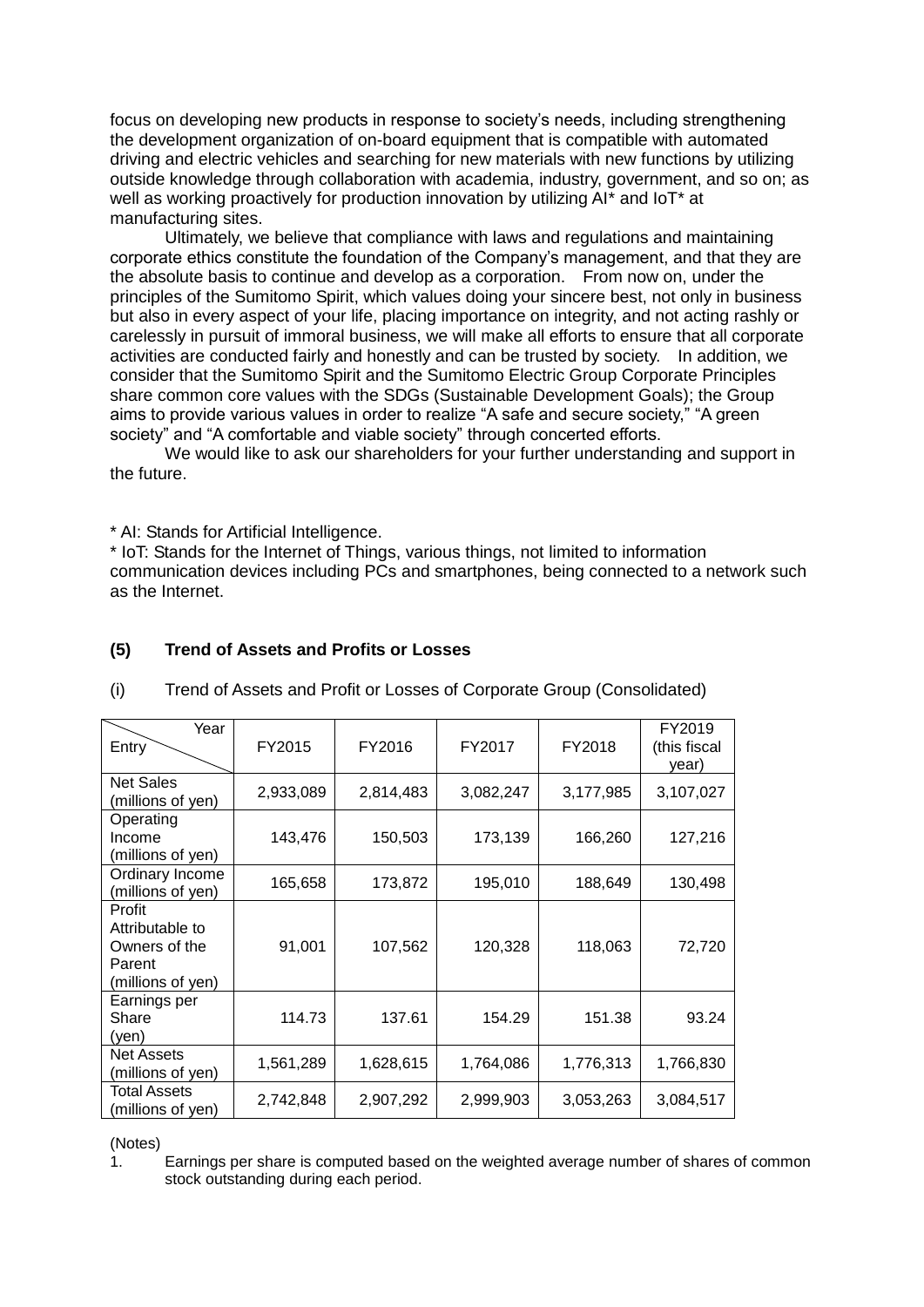focus on developing new products in response to society's needs, including strengthening the development organization of on-board equipment that is compatible with automated driving and electric vehicles and searching for new materials with new functions by utilizing outside knowledge through collaboration with academia, industry, government, and so on; as well as working proactively for production innovation by utilizing AI* and IoT* at manufacturing sites.

Ultimately, we believe that compliance with laws and regulations and maintaining corporate ethics constitute the foundation of the Company's management, and that they are the absolute basis to continue and develop as a corporation. From now on, under the principles of the Sumitomo Spirit, which values doing your sincere best, not only in business but also in every aspect of your life, placing importance on integrity, and not acting rashly or carelessly in pursuit of immoral business, we will make all efforts to ensure that all corporate activities are conducted fairly and honestly and can be trusted by society. In addition, we consider that the Sumitomo Spirit and the Sumitomo Electric Group Corporate Principles share common core values with the SDGs (Sustainable Development Goals); the Group aims to provide various values in order to realize "A safe and secure society," "A green society" and "A comfortable and viable society" through concerted efforts.

We would like to ask our shareholders for your further understanding and support in the future.

* AI: Stands for Artificial Intelligence.
* IoT: Stands for the Internet of Things, various things, not limited to information communication devices including PCs and smartphones, being connected to a network such as the Internet.

### (5) Trend of Assets and Profits or Losses

(i) Trend of Assets and Profit or Losses of Corporate Group (Consolidated)

| Entry \ Year | FY2015 | FY2016 | FY2017 | FY2018 | FY2019 (this fiscal year) |
|---|---|---|---|---|---|
| Net Sales (millions of yen) | 2,933,089 | 2,814,483 | 3,082,247 | 3,177,985 | 3,107,027 |
| Operating Income (millions of yen) | 143,476 | 150,503 | 173,139 | 166,260 | 127,216 |
| Ordinary Income (millions of yen) | 165,658 | 173,872 | 195,010 | 188,649 | 130,498 |
| Profit Attributable to Owners of the Parent (millions of yen) | 91,001 | 107,562 | 120,328 | 118,063 | 72,720 |
| Earnings per Share (yen) | 114.73 | 137.61 | 154.29 | 151.38 | 93.24 |
| Net Assets (millions of yen) | 1,561,289 | 1,628,615 | 1,764,086 | 1,776,313 | 1,766,830 |
| Total Assets (millions of yen) | 2,742,848 | 2,907,292 | 2,999,903 | 3,053,263 | 3,084,517 |

(Notes)
1. Earnings per share is computed based on the weighted average number of shares of common stock outstanding during each period.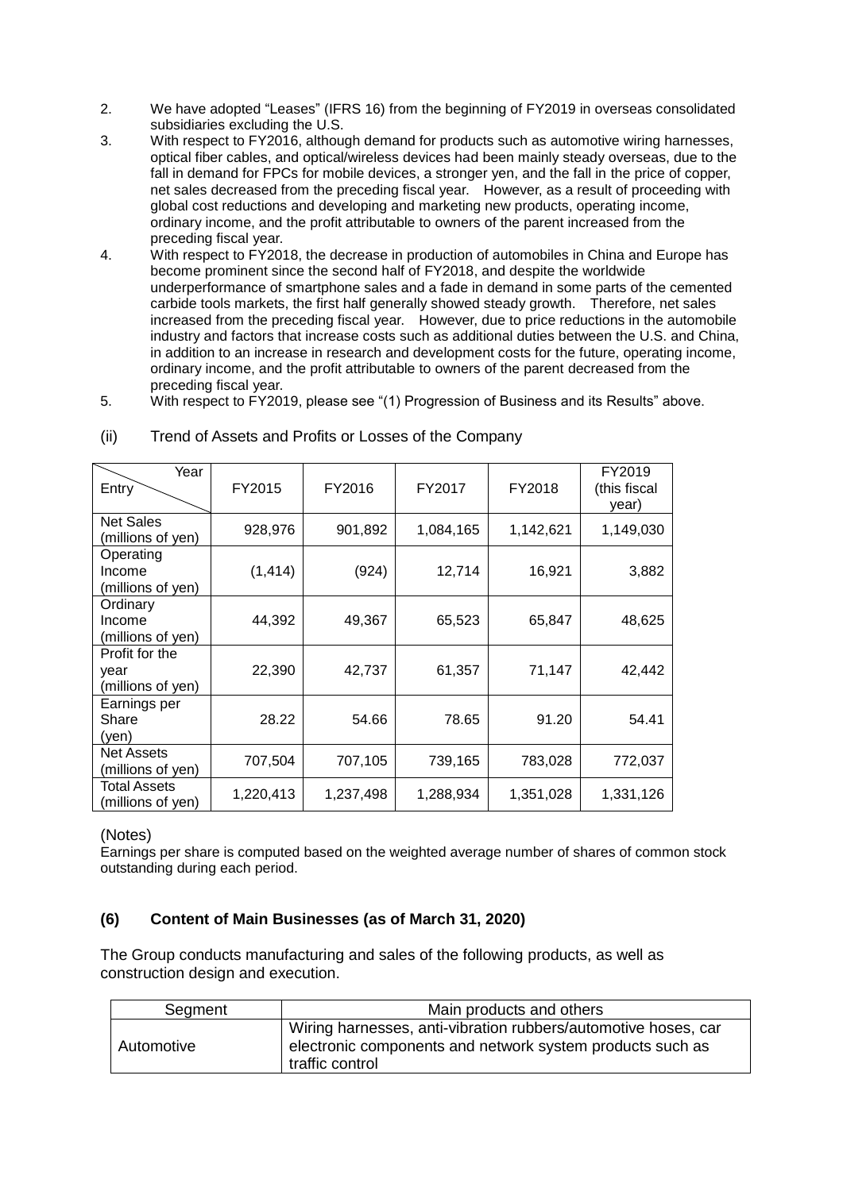2. We have adopted "Leases" (IFRS 16) from the beginning of FY2019 in overseas consolidated subsidiaries excluding the U.S.
3. With respect to FY2016, although demand for products such as automotive wiring harnesses, optical fiber cables, and optical/wireless devices had been mainly steady overseas, due to the fall in demand for FPCs for mobile devices, a stronger yen, and the fall in the price of copper, net sales decreased from the preceding fiscal year. However, as a result of proceeding with global cost reductions and developing and marketing new products, operating income, ordinary income, and the profit attributable to owners of the parent increased from the preceding fiscal year.
4. With respect to FY2018, the decrease in production of automobiles in China and Europe has become prominent since the second half of FY2018, and despite the worldwide underperformance of smartphone sales and a fade in demand in some parts of the cemented carbide tools markets, the first half generally showed steady growth. Therefore, net sales increased from the preceding fiscal year. However, due to price reductions in the automobile industry and factors that increase costs such as additional duties between the U.S. and China, in addition to an increase in research and development costs for the future, operating income, ordinary income, and the profit attributable to owners of the parent decreased from the preceding fiscal year.
5. With respect to FY2019, please see "(1) Progression of Business and its Results" above.

(ii) Trend of Assets and Profits or Losses of the Company

| Entry \ Year | FY2015 | FY2016 | FY2017 | FY2018 | FY2019 (this fiscal year) |
|---|---|---|---|---|---|
| Net Sales (millions of yen) | 928,976 | 901,892 | 1,084,165 | 1,142,621 | 1,149,030 |
| Operating Income (millions of yen) | (1,414) | (924) | 12,714 | 16,921 | 3,882 |
| Ordinary Income (millions of yen) | 44,392 | 49,367 | 65,523 | 65,847 | 48,625 |
| Profit for the year (millions of yen) | 22,390 | 42,737 | 61,357 | 71,147 | 42,442 |
| Earnings per Share (yen) | 28.22 | 54.66 | 78.65 | 91.20 | 54.41 |
| Net Assets (millions of yen) | 707,504 | 707,105 | 739,165 | 783,028 | 772,037 |
| Total Assets (millions of yen) | 1,220,413 | 1,237,498 | 1,288,934 | 1,351,028 | 1,331,126 |

(Notes)
Earnings per share is computed based on the weighted average number of shares of common stock outstanding during each period.

### (6) Content of Main Businesses (as of March 31, 2020)

The Group conducts manufacturing and sales of the following products, as well as construction design and execution.

| Segment | Main products and others |
|---|---|
| Automotive | Wiring harnesses, anti-vibration rubbers/automotive hoses, car electronic components and network system products such as traffic control |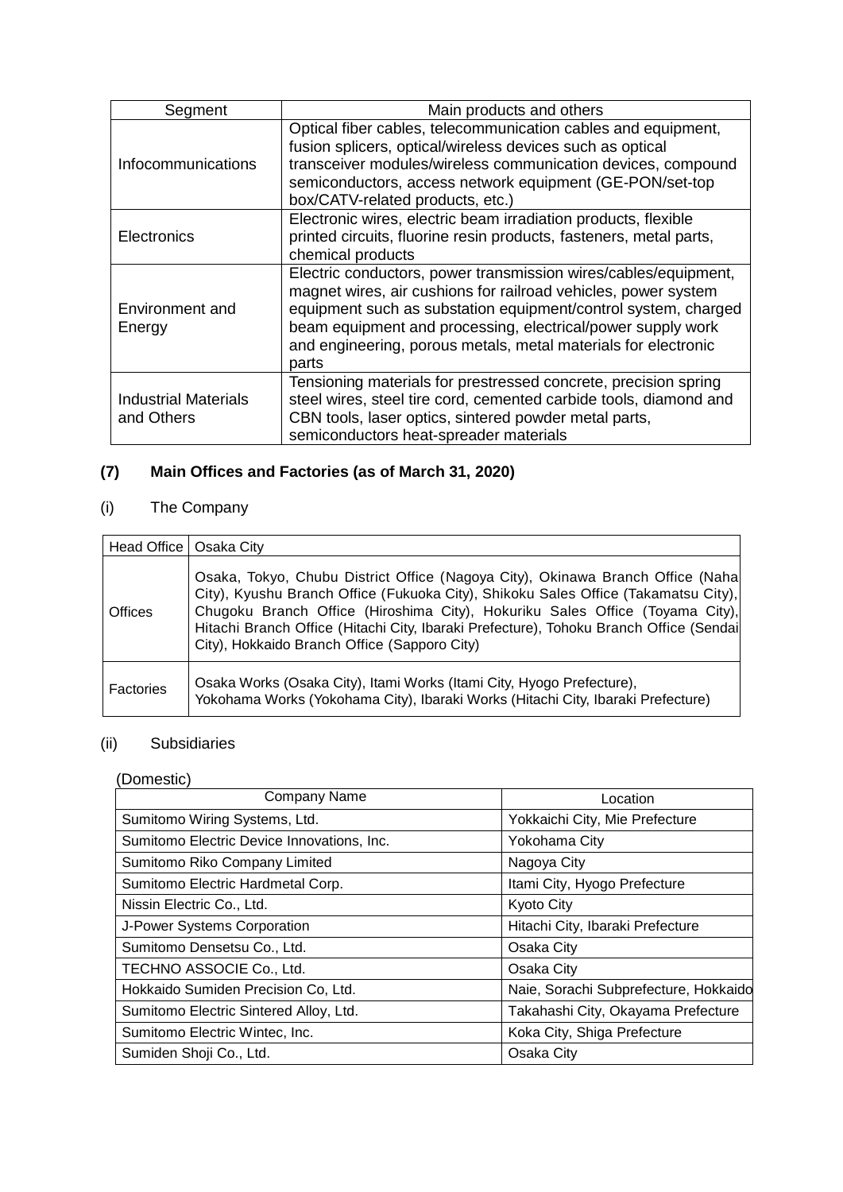| Segment | Main products and others |
|---|---|
| Infocommunications | Optical fiber cables, telecommunication cables and equipment, fusion splicers, optical/wireless devices such as optical transceiver modules/wireless communication devices, compound semiconductors, access network equipment (GE-PON/set-top box/CATV-related products, etc.) |
| Electronics | Electronic wires, electric beam irradiation products, flexible printed circuits, fluorine resin products, fasteners, metal parts, chemical products |
| Environment and Energy | Electric conductors, power transmission wires/cables/equipment, magnet wires, air cushions for railroad vehicles, power system equipment such as substation equipment/control system, charged beam equipment and processing, electrical/power supply work and engineering, porous metals, metal materials for electronic parts |
| Industrial Materials and Others | Tensioning materials for prestressed concrete, precision spring steel wires, steel tire cord, cemented carbide tools, diamond and CBN tools, laser optics, sintered powder metal parts, semiconductors heat-spreader materials |

### (7) Main Offices and Factories (as of March 31, 2020)

(i) The Company

| | |
|---|---|
| Head Office | Osaka City |
| Offices | Osaka, Tokyo, Chubu District Office (Nagoya City), Okinawa Branch Office (Naha City), Kyushu Branch Office (Fukuoka City), Shikoku Sales Office (Takamatsu City), Chugoku Branch Office (Hiroshima City), Hokuriku Sales Office (Toyama City), Hitachi Branch Office (Hitachi City, Ibaraki Prefecture), Tohoku Branch Office (Sendai City), Hokkaido Branch Office (Sapporo City) |
| Factories | Osaka Works (Osaka City), Itami Works (Itami City, Hyogo Prefecture), Yokohama Works (Yokohama City), Ibaraki Works (Hitachi City, Ibaraki Prefecture) |

(ii) Subsidiaries

(Domestic)

| Company Name | Location |
|---|---|
| Sumitomo Wiring Systems, Ltd. | Yokkaichi City, Mie Prefecture |
| Sumitomo Electric Device Innovations, Inc. | Yokohama City |
| Sumitomo Riko Company Limited | Nagoya City |
| Sumitomo Electric Hardmetal Corp. | Itami City, Hyogo Prefecture |
| Nissin Electric Co., Ltd. | Kyoto City |
| J-Power Systems Corporation | Hitachi City, Ibaraki Prefecture |
| Sumitomo Densetsu Co., Ltd. | Osaka City |
| TECHNO ASSOCIE Co., Ltd. | Osaka City |
| Hokkaido Sumiden Precision Co, Ltd. | Naie, Sorachi Subprefecture, Hokkaido |
| Sumitomo Electric Sintered Alloy, Ltd. | Takahashi City, Okayama Prefecture |
| Sumitomo Electric Wintec, Inc. | Koka City, Shiga Prefecture |
| Sumiden Shoji Co., Ltd. | Osaka City |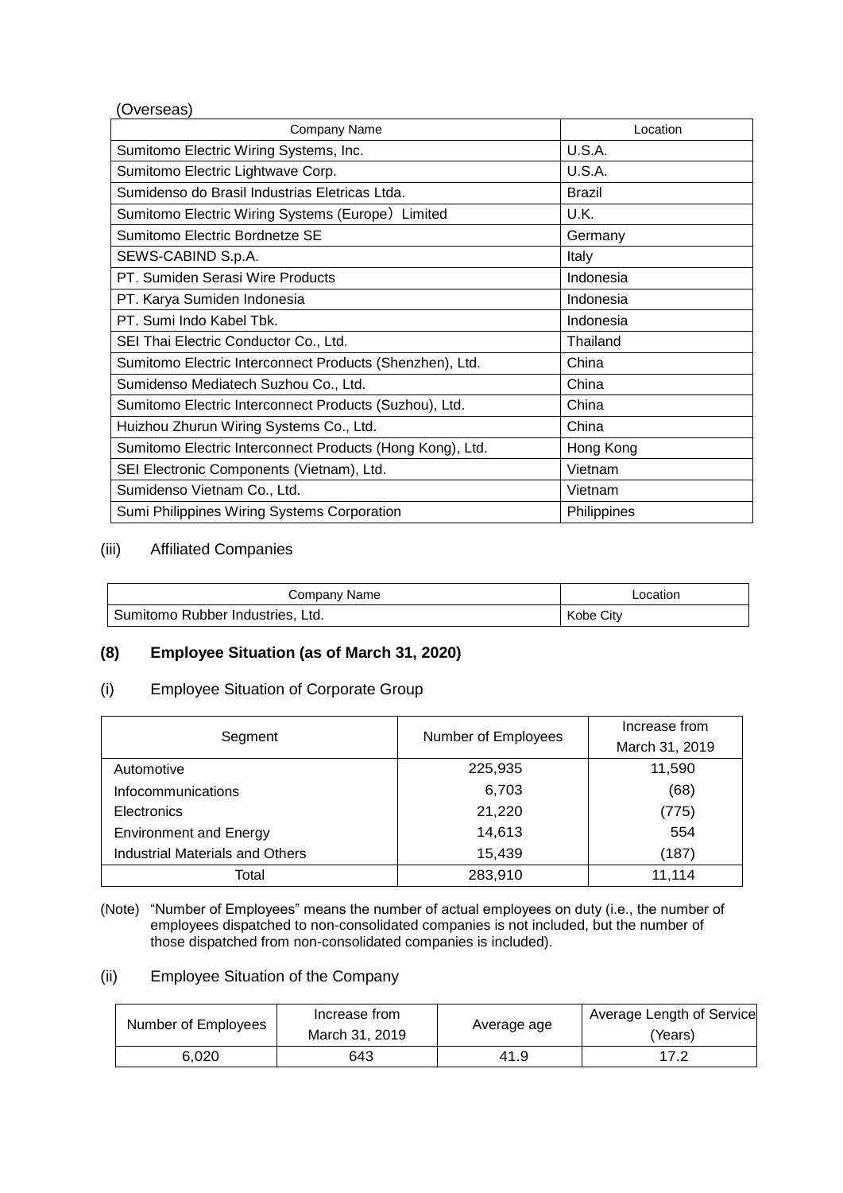(Overseas)

| Company Name | Location |
|---|---|
| Sumitomo Electric Wiring Systems, Inc. | U.S.A. |
| Sumitomo Electric Lightwave Corp. | U.S.A. |
| Sumidenso do Brasil Industrias Eletricas Ltda. | Brazil |
| Sumitomo Electric Wiring Systems (Europe) Limited | U.K. |
| Sumitomo Electric Bordnetze SE | Germany |
| SEWS-CABIND S.p.A. | Italy |
| PT. Sumiden Serasi Wire Products | Indonesia |
| PT. Karya Sumiden Indonesia | Indonesia |
| PT. Sumi Indo Kabel Tbk. | Indonesia |
| SEI Thai Electric Conductor Co., Ltd. | Thailand |
| Sumitomo Electric Interconnect Products (Shenzhen), Ltd. | China |
| Sumidenso Mediatech Suzhou Co., Ltd. | China |
| Sumitomo Electric Interconnect Products (Suzhou), Ltd. | China |
| Huizhou Zhurun Wiring Systems Co., Ltd. | China |
| Sumitomo Electric Interconnect Products (Hong Kong), Ltd. | Hong Kong |
| SEI Electronic Components (Vietnam), Ltd. | Vietnam |
| Sumidenso Vietnam Co., Ltd. | Vietnam |
| Sumi Philippines Wiring Systems Corporation | Philippines |

(iii) Affiliated Companies

| Company Name | Location |
|---|---|
| Sumitomo Rubber Industries, Ltd. | Kobe City |

## (8) Employee Situation (as of March 31, 2020)

(i) Employee Situation of Corporate Group

| Segment | Number of Employees | Increase from March 31, 2019 |
|---|---|---|
| Automotive | 225,935 | 11,590 |
| Infocommunications | 6,703 | (68) |
| Electronics | 21,220 | (775) |
| Environment and Energy | 14,613 | 554 |
| Industrial Materials and Others | 15,439 | (187) |
| Total | 283,910 | 11,114 |

(Note) "Number of Employees" means the number of actual employees on duty (i.e., the number of employees dispatched to non-consolidated companies is not included, but the number of those dispatched from non-consolidated companies is included).

(ii) Employee Situation of the Company

| Number of Employees | Increase from March 31, 2019 | Average age | Average Length of Service (Years) |
|---|---|---|---|
| 6,020 | 643 | 41.9 | 17.2 |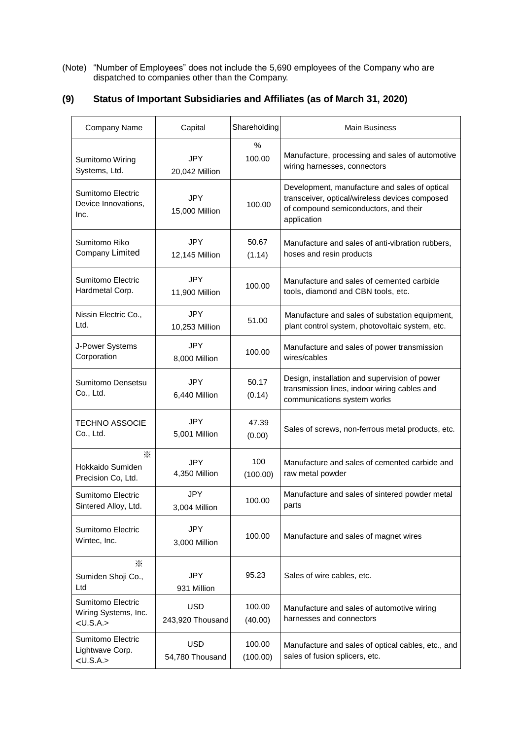(Note) "Number of Employees" does not include the 5,690 employees of the Company who are dispatched to companies other than the Company.

## (9) Status of Important Subsidiaries and Affiliates (as of March 31, 2020)

| Company Name | Capital | Shareholding | Main Business |
|---|---|---|---|
| Sumitomo Wiring Systems, Ltd. | JPY 20,042 Million | % 100.00 | Manufacture, processing and sales of automotive wiring harnesses, connectors |
| Sumitomo Electric Device Innovations, Inc. | JPY 15,000 Million | 100.00 | Development, manufacture and sales of optical transceiver, optical/wireless devices composed of compound semiconductors, and their application |
| Sumitomo Riko Company Limited | JPY 12,145 Million | 50.67 (1.14) | Manufacture and sales of anti-vibration rubbers, hoses and resin products |
| Sumitomo Electric Hardmetal Corp. | JPY 11,900 Million | 100.00 | Manufacture and sales of cemented carbide tools, diamond and CBN tools, etc. |
| Nissin Electric Co., Ltd. | JPY 10,253 Million | 51.00 | Manufacture and sales of substation equipment, plant control system, photovoltaic system, etc. |
| J-Power Systems Corporation | JPY 8,000 Million | 100.00 | Manufacture and sales of power transmission wires/cables |
| Sumitomo Densetsu Co., Ltd. | JPY 6,440 Million | 50.17 (0.14) | Design, installation and supervision of power transmission lines, indoor wiring cables and communications system works |
| TECHNO ASSOCIE Co., Ltd. | JPY 5,001 Million | 47.39 (0.00) | Sales of screws, non-ferrous metal products, etc. |
| ※ Hokkaido Sumiden Precision Co, Ltd. | JPY 4,350 Million | 100 (100.00) | Manufacture and sales of cemented carbide and raw metal powder |
| Sumitomo Electric Sintered Alloy, Ltd. | JPY 3,004 Million | 100.00 | Manufacture and sales of sintered powder metal parts |
| Sumitomo Electric Wintec, Inc. | JPY 3,000 Million | 100.00 | Manufacture and sales of magnet wires |
| ※ Sumiden Shoji Co., Ltd | JPY 931 Million | 95.23 | Sales of wire cables, etc. |
| Sumitomo Electric Wiring Systems, Inc. <U.S.A.> | USD 243,920 Thousand | 100.00 (40.00) | Manufacture and sales of automotive wiring harnesses and connectors |
| Sumitomo Electric Lightwave Corp. <U.S.A.> | USD 54,780 Thousand | 100.00 (100.00) | Manufacture and sales of optical cables, etc., and sales of fusion splicers, etc. |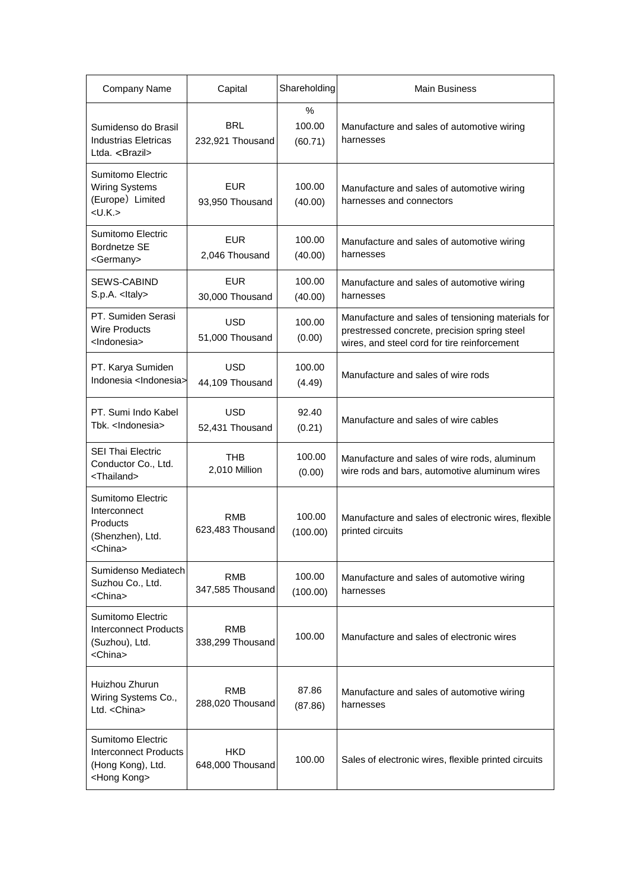| Company Name | Capital | Shareholding | Main Business |
|---|---|---|---|
| Sumidenso do Brasil Industrias Eletricas Ltda. <Brazil> | BRL 232,921 Thousand | % 100.00 (60.71) | Manufacture and sales of automotive wiring harnesses |
| Sumitomo Electric Wiring Systems (Europe) Limited <U.K.> | EUR 93,950 Thousand | 100.00 (40.00) | Manufacture and sales of automotive wiring harnesses and connectors |
| Sumitomo Electric Bordnetze SE <Germany> | EUR 2,046 Thousand | 100.00 (40.00) | Manufacture and sales of automotive wiring harnesses |
| SEWS-CABIND S.p.A. <Italy> | EUR 30,000 Thousand | 100.00 (40.00) | Manufacture and sales of automotive wiring harnesses |
| PT. Sumiden Serasi Wire Products <Indonesia> | USD 51,000 Thousand | 100.00 (0.00) | Manufacture and sales of tensioning materials for prestressed concrete, precision spring steel wires, and steel cord for tire reinforcement |
| PT. Karya Sumiden Indonesia <Indonesia> | USD 44,109 Thousand | 100.00 (4.49) | Manufacture and sales of wire rods |
| PT. Sumi Indo Kabel Tbk. <Indonesia> | USD 52,431 Thousand | 92.40 (0.21) | Manufacture and sales of wire cables |
| SEI Thai Electric Conductor Co., Ltd. <Thailand> | THB 2,010 Million | 100.00 (0.00) | Manufacture and sales of wire rods, aluminum wire rods and bars, automotive aluminum wires |
| Sumitomo Electric Interconnect Products (Shenzhen), Ltd. <China> | RMB 623,483 Thousand | 100.00 (100.00) | Manufacture and sales of electronic wires, flexible printed circuits |
| Sumidenso Mediatech Suzhou Co., Ltd. <China> | RMB 347,585 Thousand | 100.00 (100.00) | Manufacture and sales of automotive wiring harnesses |
| Sumitomo Electric Interconnect Products (Suzhou), Ltd. <China> | RMB 338,299 Thousand | 100.00 | Manufacture and sales of electronic wires |
| Huizhou Zhurun Wiring Systems Co., Ltd. <China> | RMB 288,020 Thousand | 87.86 (87.86) | Manufacture and sales of automotive wiring harnesses |
| Sumitomo Electric Interconnect Products (Hong Kong), Ltd. <Hong Kong> | HKD 648,000 Thousand | 100.00 | Sales of electronic wires, flexible printed circuits |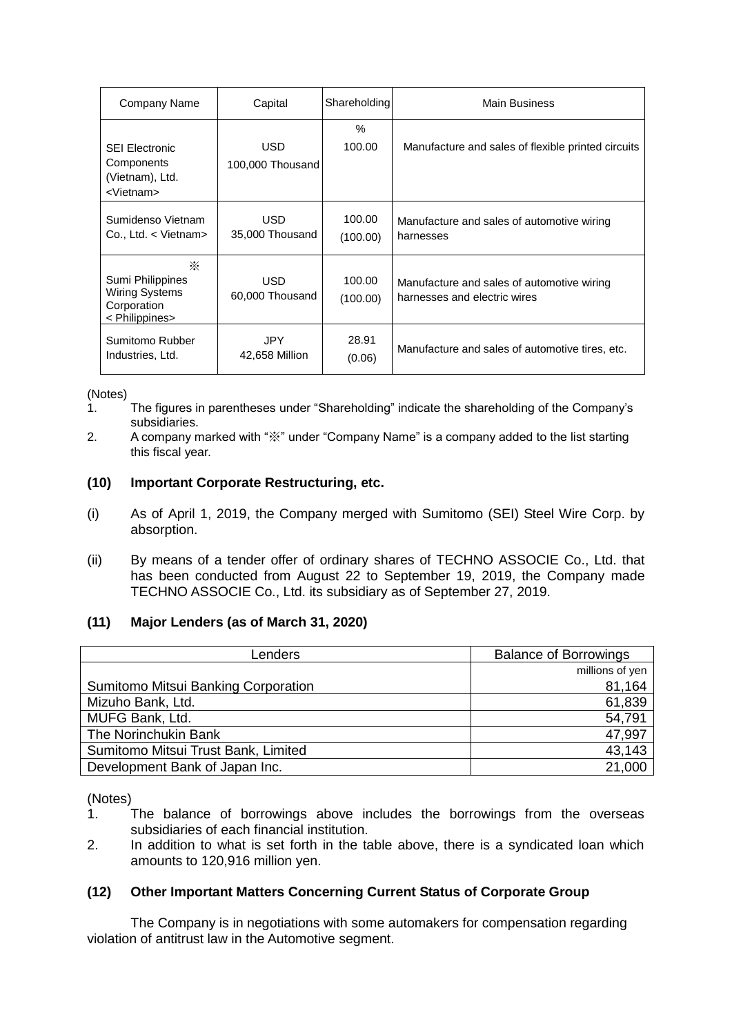| Company Name | Capital | Shareholding | Main Business |
|---|---|---|---|
| | | % | |
| SEI Electronic Components (Vietnam), Ltd. <Vietnam> | USD 100,000 Thousand | 100.00 | Manufacture and sales of flexible printed circuits |
| Sumidenso Vietnam Co., Ltd. < Vietnam> | USD 35,000 Thousand | 100.00 (100.00) | Manufacture and sales of automotive wiring harnesses |
| ※ Sumi Philippines Wiring Systems Corporation < Philippines> | USD 60,000 Thousand | 100.00 (100.00) | Manufacture and sales of automotive wiring harnesses and electric wires |
| Sumitomo Rubber Industries, Ltd. | JPY 42,658 Million | 28.91 (0.06) | Manufacture and sales of automotive tires, etc. |

(Notes)
1. The figures in parentheses under "Shareholding" indicate the shareholding of the Company's subsidiaries.
2. A company marked with "※" under "Company Name" is a company added to the list starting this fiscal year.

## (10) Important Corporate Restructuring, etc.

(i) As of April 1, 2019, the Company merged with Sumitomo (SEI) Steel Wire Corp. by absorption.

(ii) By means of a tender offer of ordinary shares of TECHNO ASSOCIE Co., Ltd. that has been conducted from August 22 to September 19, 2019, the Company made TECHNO ASSOCIE Co., Ltd. its subsidiary as of September 27, 2019.

## (11) Major Lenders (as of March 31, 2020)

| Lenders | Balance of Borrowings |
|---|---|
| | millions of yen |
| Sumitomo Mitsui Banking Corporation | 81,164 |
| Mizuho Bank, Ltd. | 61,839 |
| MUFG Bank, Ltd. | 54,791 |
| The Norinchukin Bank | 47,997 |
| Sumitomo Mitsui Trust Bank, Limited | 43,143 |
| Development Bank of Japan Inc. | 21,000 |

(Notes)
1. The balance of borrowings above includes the borrowings from the overseas subsidiaries of each financial institution.
2. In addition to what is set forth in the table above, there is a syndicated loan which amounts to 120,916 million yen.

## (12) Other Important Matters Concerning Current Status of Corporate Group

The Company is in negotiations with some automakers for compensation regarding violation of antitrust law in the Automotive segment.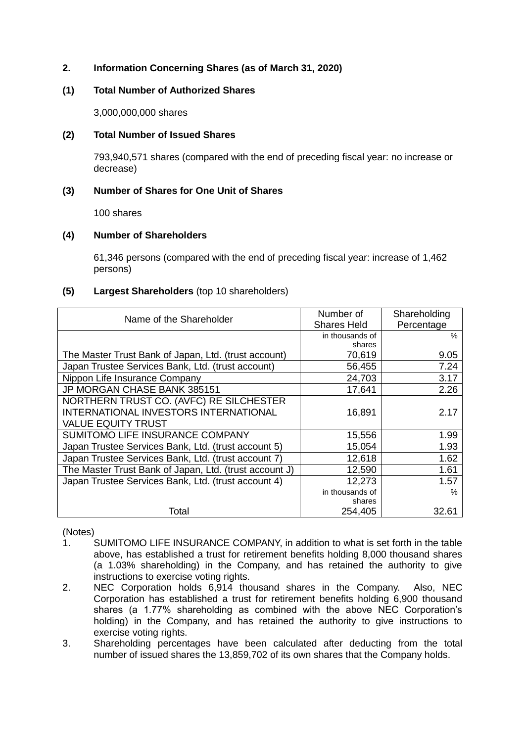## 2. Information Concerning Shares (as of March 31, 2020)

### (1) Total Number of Authorized Shares

3,000,000,000 shares

### (2) Total Number of Issued Shares

793,940,571 shares (compared with the end of preceding fiscal year: no increase or decrease)

### (3) Number of Shares for One Unit of Shares

100 shares

### (4) Number of Shareholders

61,346 persons (compared with the end of preceding fiscal year: increase of 1,462 persons)

### (5) Largest Shareholders (top 10 shareholders)

| Name of the Shareholder | Number of Shares Held | Shareholding Percentage |
|---|---|---|
| | in thousands of shares | % |
| The Master Trust Bank of Japan, Ltd. (trust account) | 70,619 | 9.05 |
| Japan Trustee Services Bank, Ltd. (trust account) | 56,455 | 7.24 |
| Nippon Life Insurance Company | 24,703 | 3.17 |
| JP MORGAN CHASE BANK 385151 | 17,641 | 2.26 |
| NORTHERN TRUST CO. (AVFC) RE SILCHESTER INTERNATIONAL INVESTORS INTERNATIONAL VALUE EQUITY TRUST | 16,891 | 2.17 |
| SUMITOMO LIFE INSURANCE COMPANY | 15,556 | 1.99 |
| Japan Trustee Services Bank, Ltd. (trust account 5) | 15,054 | 1.93 |
| Japan Trustee Services Bank, Ltd. (trust account 7) | 12,618 | 1.62 |
| The Master Trust Bank of Japan, Ltd. (trust account J) | 12,590 | 1.61 |
| Japan Trustee Services Bank, Ltd. (trust account 4) | 12,273 | 1.57 |
| | in thousands of shares | % |
| Total | 254,405 | 32.61 |

(Notes)

1. SUMITOMO LIFE INSURANCE COMPANY, in addition to what is set forth in the table above, has established a trust for retirement benefits holding 8,000 thousand shares (a 1.03% shareholding) in the Company, and has retained the authority to give instructions to exercise voting rights.
2. NEC Corporation holds 6,914 thousand shares in the Company. Also, NEC Corporation has established a trust for retirement benefits holding 6,900 thousand shares (a 1.77% shareholding as combined with the above NEC Corporation's holding) in the Company, and has retained the authority to give instructions to exercise voting rights.
3. Shareholding percentages have been calculated after deducting from the total number of issued shares the 13,859,702 of its own shares that the Company holds.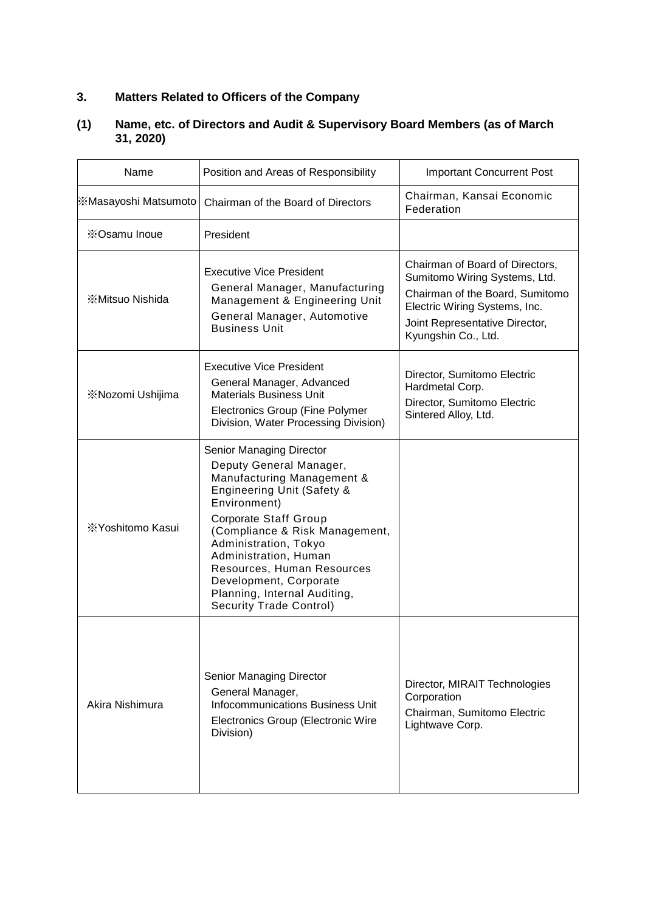## 3. Matters Related to Officers of the Company

### (1) Name, etc. of Directors and Audit & Supervisory Board Members (as of March 31, 2020)

| Name | Position and Areas of Responsibility | Important Concurrent Post |
|---|---|---|
| ※Masayoshi Matsumoto | Chairman of the Board of Directors | Chairman, Kansai Economic Federation |
| ※Osamu Inoue | President | |
| ※Mitsuo Nishida | Executive Vice President<br>General Manager, Manufacturing Management & Engineering Unit<br>General Manager, Automotive Business Unit | Chairman of Board of Directors, Sumitomo Wiring Systems, Ltd.<br>Chairman of the Board, Sumitomo Electric Wiring Systems, Inc.<br>Joint Representative Director, Kyungshin Co., Ltd. |
| ※Nozomi Ushijima | Executive Vice President<br>General Manager, Advanced Materials Business Unit<br>Electronics Group (Fine Polymer Division, Water Processing Division) | Director, Sumitomo Electric Hardmetal Corp.<br>Director, Sumitomo Electric Sintered Alloy, Ltd. |
| ※Yoshitomo Kasui | Senior Managing Director<br>Deputy General Manager, Manufacturing Management & Engineering Unit (Safety & Environment)<br>Corporate Staff Group (Compliance & Risk Management, Administration, Tokyo Administration, Human Resources, Human Resources Development, Corporate Planning, Internal Auditing, Security Trade Control) | |
| Akira Nishimura | Senior Managing Director<br>General Manager, Infocommunications Business Unit<br>Electronics Group (Electronic Wire Division) | Director, MIRAIT Technologies Corporation<br>Chairman, Sumitomo Electric Lightwave Corp. |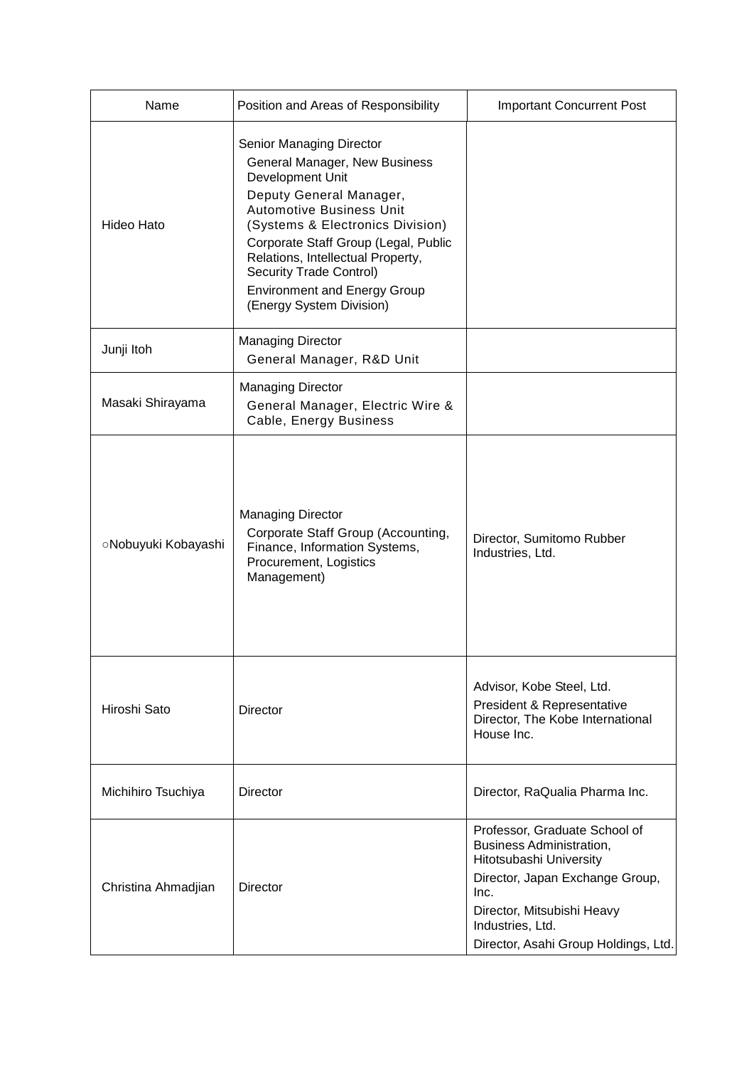| Name | Position and Areas of Responsibility | Important Concurrent Post |
|---|---|---|
| Hideo Hato | Senior Managing Director<br>General Manager, New Business Development Unit<br>Deputy General Manager, Automotive Business Unit (Systems & Electronics Division)<br>Corporate Staff Group (Legal, Public Relations, Intellectual Property, Security Trade Control)<br>Environment and Energy Group (Energy System Division) | |
| Junji Itoh | Managing Director<br>General Manager, R&D Unit | |
| Masaki Shirayama | Managing Director<br>General Manager, Electric Wire & Cable, Energy Business | |
| ○Nobuyuki Kobayashi | Managing Director<br>Corporate Staff Group (Accounting, Finance, Information Systems, Procurement, Logistics Management) | Director, Sumitomo Rubber Industries, Ltd. |
| Hiroshi Sato | Director | Advisor, Kobe Steel, Ltd.<br>President & Representative Director, The Kobe International House Inc. |
| Michihiro Tsuchiya | Director | Director, RaQualia Pharma Inc. |
| Christina Ahmadjian | Director | Professor, Graduate School of Business Administration, Hitotsubashi University<br>Director, Japan Exchange Group, Inc.<br>Director, Mitsubishi Heavy Industries, Ltd.<br>Director, Asahi Group Holdings, Ltd. |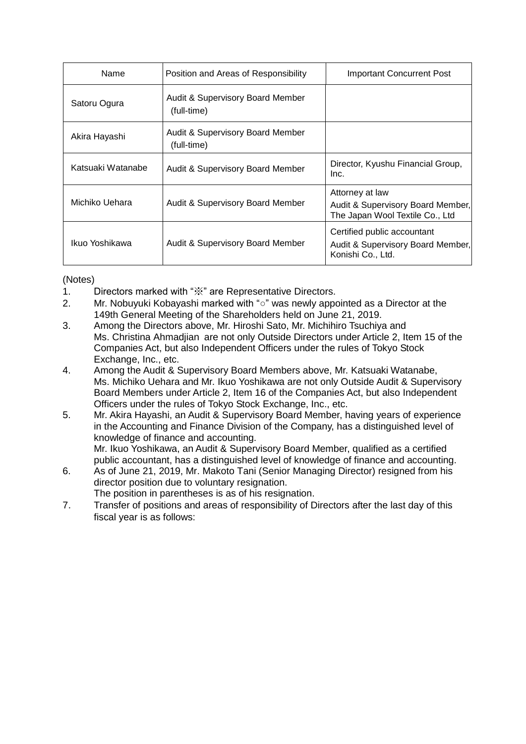| Name | Position and Areas of Responsibility | Important Concurrent Post |
| --- | --- | --- |
| Satoru Ogura | Audit & Supervisory Board Member (full-time) | |
| Akira Hayashi | Audit & Supervisory Board Member (full-time) | |
| Katsuaki Watanabe | Audit & Supervisory Board Member | Director, Kyushu Financial Group, Inc. |
| Michiko Uehara | Audit & Supervisory Board Member | Attorney at law<br>Audit & Supervisory Board Member, The Japan Wool Textile Co., Ltd |
| Ikuo Yoshikawa | Audit & Supervisory Board Member | Certified public accountant<br>Audit & Supervisory Board Member, Konishi Co., Ltd. |

(Notes)

1. Directors marked with "※" are Representative Directors.
2. Mr. Nobuyuki Kobayashi marked with "○" was newly appointed as a Director at the 149th General Meeting of the Shareholders held on June 21, 2019.
3. Among the Directors above, Mr. Hiroshi Sato, Mr. Michihiro Tsuchiya and Ms. Christina Ahmadjian are not only Outside Directors under Article 2, Item 15 of the Companies Act, but also Independent Officers under the rules of Tokyo Stock Exchange, Inc., etc.
4. Among the Audit & Supervisory Board Members above, Mr. Katsuaki Watanabe, Ms. Michiko Uehara and Mr. Ikuo Yoshikawa are not only Outside Audit & Supervisory Board Members under Article 2, Item 16 of the Companies Act, but also Independent Officers under the rules of Tokyo Stock Exchange, Inc., etc.
5. Mr. Akira Hayashi, an Audit & Supervisory Board Member, having years of experience in the Accounting and Finance Division of the Company, has a distinguished level of knowledge of finance and accounting.
   Mr. Ikuo Yoshikawa, an Audit & Supervisory Board Member, qualified as a certified public accountant, has a distinguished level of knowledge of finance and accounting.
6. As of June 21, 2019, Mr. Makoto Tani (Senior Managing Director) resigned from his director position due to voluntary resignation.
   The position in parentheses is as of his resignation.
7. Transfer of positions and areas of responsibility of Directors after the last day of this fiscal year is as follows: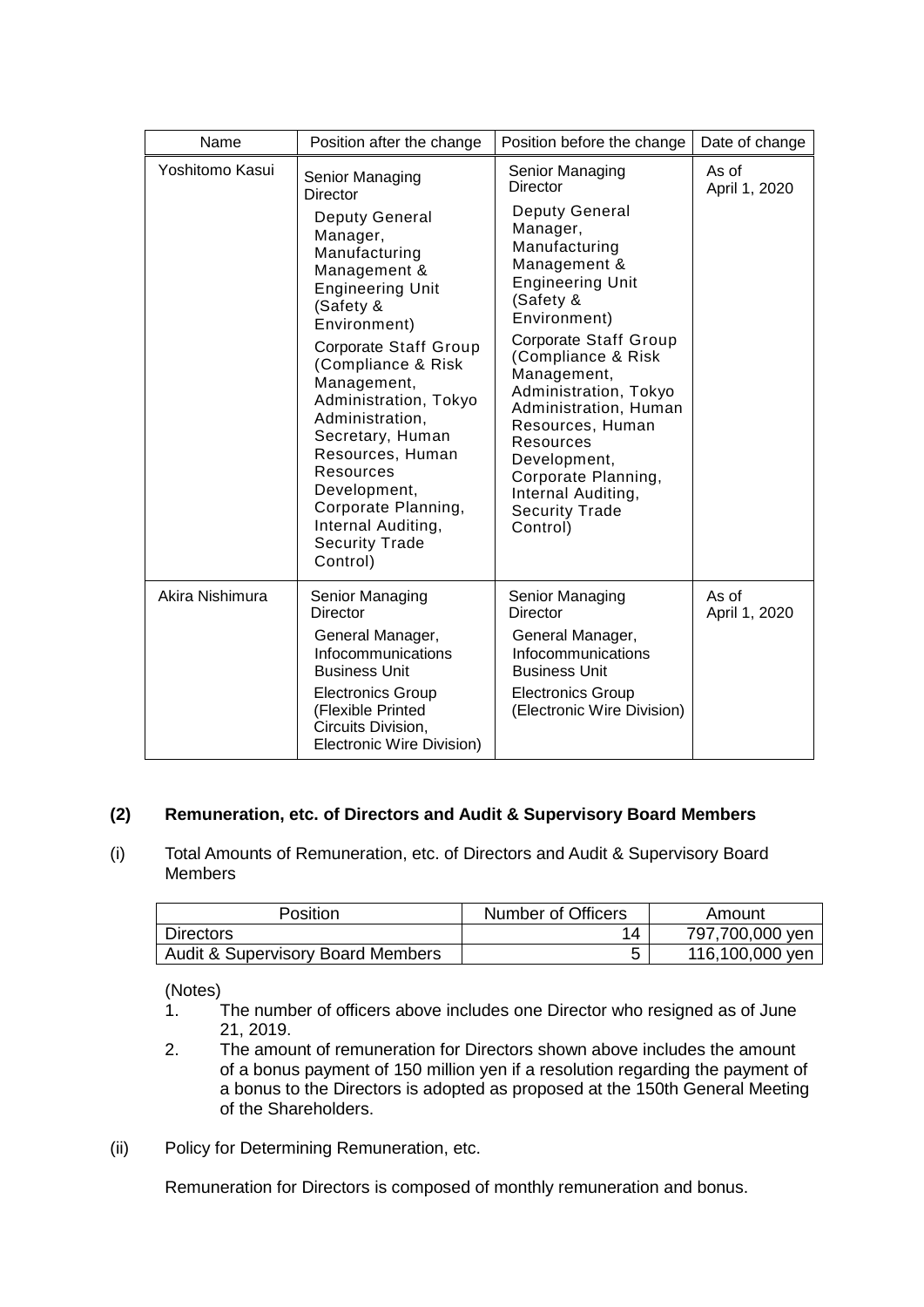| Name | Position after the change | Position before the change | Date of change |
|---|---|---|---|
| Yoshitomo Kasui | Senior Managing Director<br>Deputy General Manager, Manufacturing Management & Engineering Unit (Safety & Environment)<br>Corporate Staff Group (Compliance & Risk Management, Administration, Tokyo Administration, Secretary, Human Resources, Human Resources Development, Corporate Planning, Internal Auditing, Security Trade Control) | Senior Managing Director<br>Deputy General Manager, Manufacturing Management & Engineering Unit (Safety & Environment)<br>Corporate Staff Group (Compliance & Risk Management, Administration, Tokyo Administration, Human Resources, Human Resources Development, Corporate Planning, Internal Auditing, Security Trade Control) | As of April 1, 2020 |
| Akira Nishimura | Senior Managing Director<br>General Manager, Infocommunications Business Unit<br>Electronics Group (Flexible Printed Circuits Division, Electronic Wire Division) | Senior Managing Director<br>General Manager, Infocommunications Business Unit<br>Electronics Group (Electronic Wire Division) | As of April 1, 2020 |

**(2) Remuneration, etc. of Directors and Audit & Supervisory Board Members**

(i) Total Amounts of Remuneration, etc. of Directors and Audit & Supervisory Board Members

| Position | Number of Officers | Amount |
|---|---|---|
| Directors | 14 | 797,700,000 yen |
| Audit & Supervisory Board Members | 5 | 116,100,000 yen |

(Notes)

1. The number of officers above includes one Director who resigned as of June 21, 2019.
2. The amount of remuneration for Directors shown above includes the amount of a bonus payment of 150 million yen if a resolution regarding the payment of a bonus to the Directors is adopted as proposed at the 150th General Meeting of the Shareholders.

(ii) Policy for Determining Remuneration, etc.

Remuneration for Directors is composed of monthly remuneration and bonus.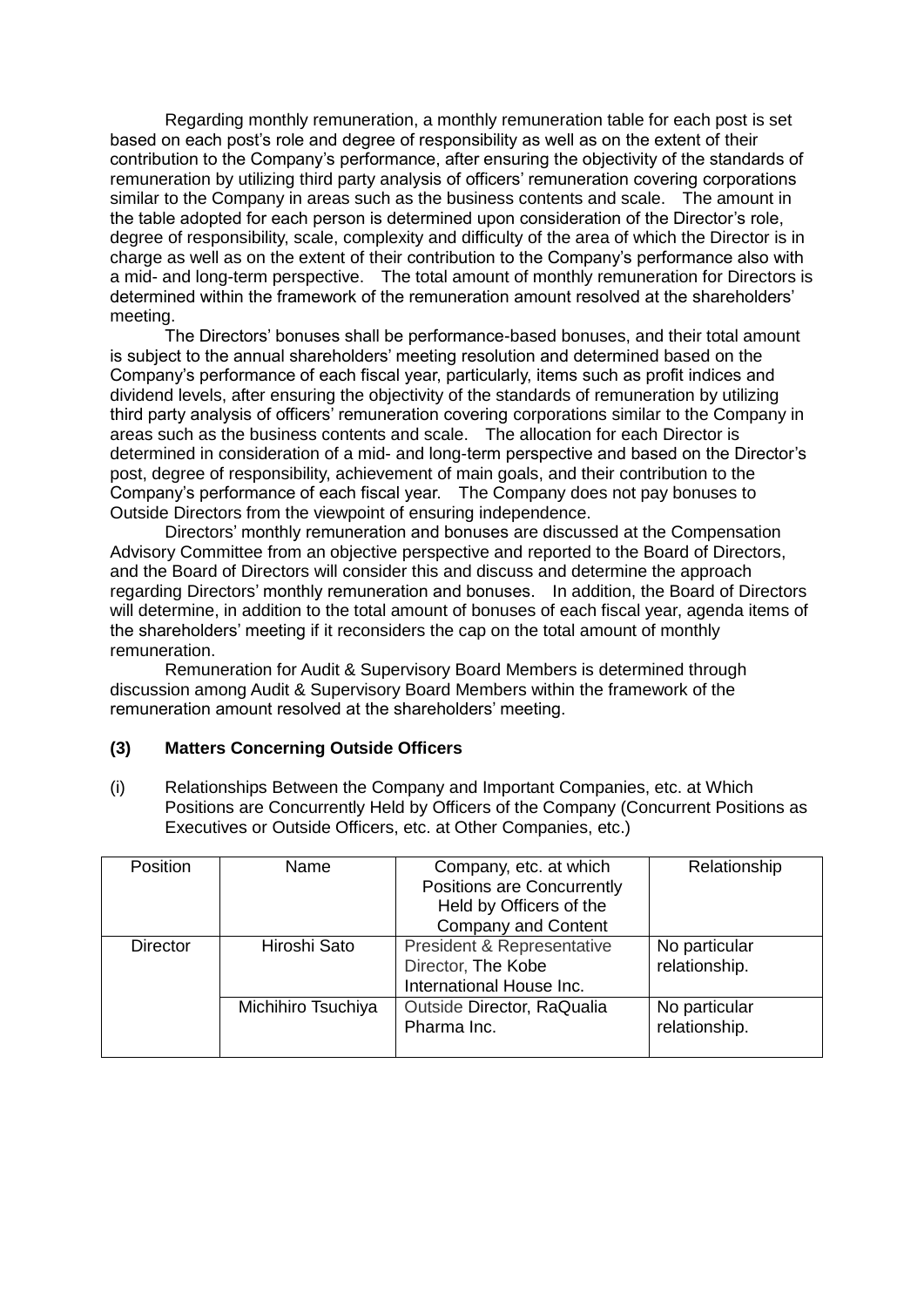Regarding monthly remuneration, a monthly remuneration table for each post is set based on each post's role and degree of responsibility as well as on the extent of their contribution to the Company's performance, after ensuring the objectivity of the standards of remuneration by utilizing third party analysis of officers' remuneration covering corporations similar to the Company in areas such as the business contents and scale. The amount in the table adopted for each person is determined upon consideration of the Director's role, degree of responsibility, scale, complexity and difficulty of the area of which the Director is in charge as well as on the extent of their contribution to the Company's performance also with a mid- and long-term perspective. The total amount of monthly remuneration for Directors is determined within the framework of the remuneration amount resolved at the shareholders' meeting.

The Directors' bonuses shall be performance-based bonuses, and their total amount is subject to the annual shareholders' meeting resolution and determined based on the Company's performance of each fiscal year, particularly, items such as profit indices and dividend levels, after ensuring the objectivity of the standards of remuneration by utilizing third party analysis of officers' remuneration covering corporations similar to the Company in areas such as the business contents and scale. The allocation for each Director is determined in consideration of a mid- and long-term perspective and based on the Director's post, degree of responsibility, achievement of main goals, and their contribution to the Company's performance of each fiscal year. The Company does not pay bonuses to Outside Directors from the viewpoint of ensuring independence.

Directors' monthly remuneration and bonuses are discussed at the Compensation Advisory Committee from an objective perspective and reported to the Board of Directors, and the Board of Directors will consider this and discuss and determine the approach regarding Directors' monthly remuneration and bonuses. In addition, the Board of Directors will determine, in addition to the total amount of bonuses of each fiscal year, agenda items of the shareholders' meeting if it reconsiders the cap on the total amount of monthly remuneration.

Remuneration for Audit & Supervisory Board Members is determined through discussion among Audit & Supervisory Board Members within the framework of the remuneration amount resolved at the shareholders' meeting.

### (3) Matters Concerning Outside Officers

(i) Relationships Between the Company and Important Companies, etc. at Which Positions are Concurrently Held by Officers of the Company (Concurrent Positions as Executives or Outside Officers, etc. at Other Companies, etc.)

| Position | Name | Company, etc. at which Positions are Concurrently Held by Officers of the Company and Content | Relationship |
|---|---|---|---|
| Director | Hiroshi Sato | President & Representative Director, The Kobe International House Inc. | No particular relationship. |
| | Michihiro Tsuchiya | Outside Director, RaQualia Pharma Inc. | No particular relationship. |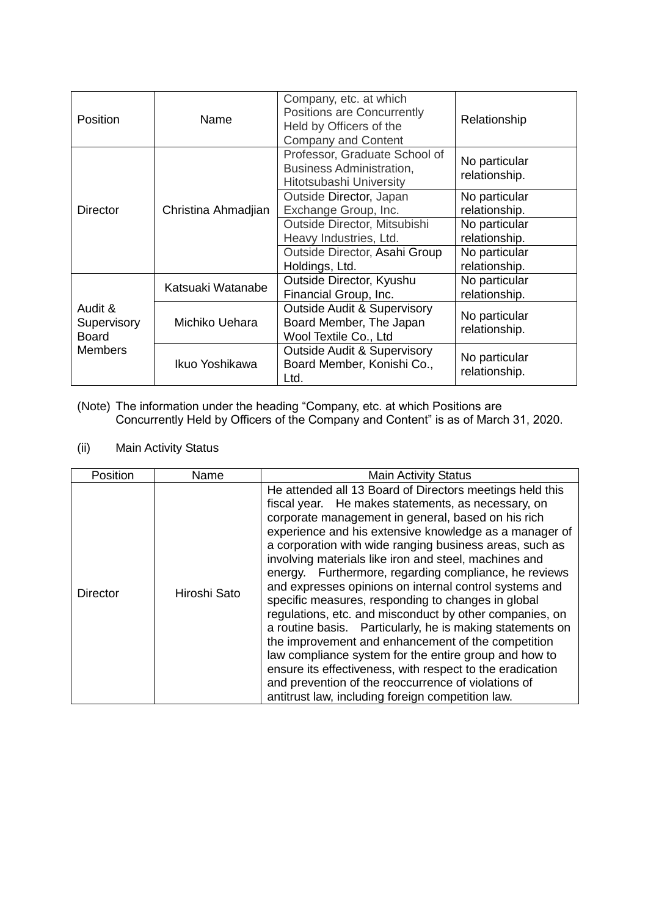| Position | Name | Company, etc. at which Positions are Concurrently Held by Officers of the Company and Content | Relationship |
|---|---|---|---|
| Director | Christina Ahmadjian | Professor, Graduate School of Business Administration, Hitotsubashi University | No particular relationship. |
| | | Outside Director, Japan Exchange Group, Inc. | No particular relationship. |
| | | Outside Director, Mitsubishi Heavy Industries, Ltd. | No particular relationship. |
| | | Outside Director, Asahi Group Holdings, Ltd. | No particular relationship. |
| Audit & Supervisory Board Members | Katsuaki Watanabe | Outside Director, Kyushu Financial Group, Inc. | No particular relationship. |
| | Michiko Uehara | Outside Audit & Supervisory Board Member, The Japan Wool Textile Co., Ltd | No particular relationship. |
| | Ikuo Yoshikawa | Outside Audit & Supervisory Board Member, Konishi Co., Ltd. | No particular relationship. |

(Note) The information under the heading "Company, etc. at which Positions are Concurrently Held by Officers of the Company and Content" is as of March 31, 2020.

(ii) Main Activity Status

| Position | Name | Main Activity Status |
|---|---|---|
| Director | Hiroshi Sato | He attended all 13 Board of Directors meetings held this fiscal year. He makes statements, as necessary, on corporate management in general, based on his rich experience and his extensive knowledge as a manager of a corporation with wide ranging business areas, such as involving materials like iron and steel, machines and energy. Furthermore, regarding compliance, he reviews and expresses opinions on internal control systems and specific measures, responding to changes in global regulations, etc. and misconduct by other companies, on a routine basis. Particularly, he is making statements on the improvement and enhancement of the competition law compliance system for the entire group and how to ensure its effectiveness, with respect to the eradication and prevention of the reoccurrence of violations of antitrust law, including foreign competition law. |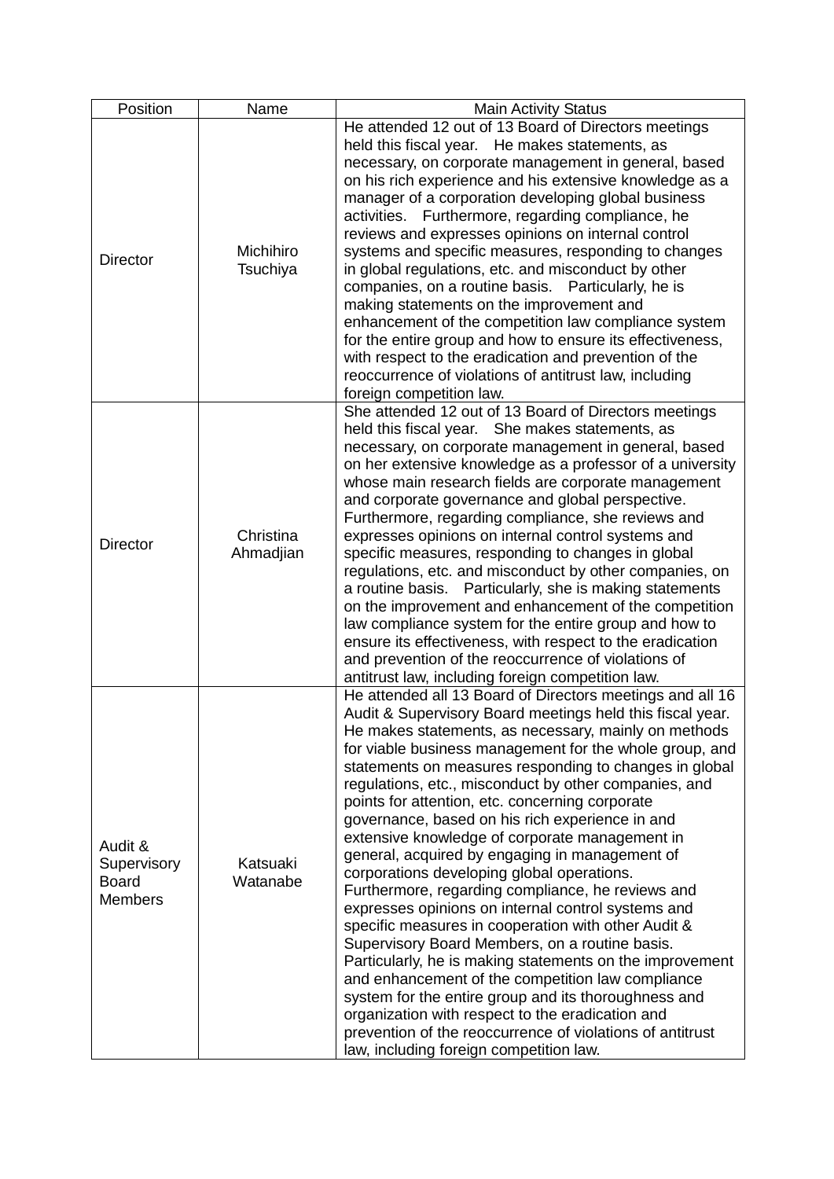| Position | Name | Main Activity Status |
|---|---|---|
| Director | Michihiro Tsuchiya | He attended 12 out of 13 Board of Directors meetings held this fiscal year. He makes statements, as necessary, on corporate management in general, based on his rich experience and his extensive knowledge as a manager of a corporation developing global business activities. Furthermore, regarding compliance, he reviews and expresses opinions on internal control systems and specific measures, responding to changes in global regulations, etc. and misconduct by other companies, on a routine basis. Particularly, he is making statements on the improvement and enhancement of the competition law compliance system for the entire group and how to ensure its effectiveness, with respect to the eradication and prevention of the reoccurrence of violations of antitrust law, including foreign competition law. |
| Director | Christina Ahmadjian | She attended 12 out of 13 Board of Directors meetings held this fiscal year. She makes statements, as necessary, on corporate management in general, based on her extensive knowledge as a professor of a university whose main research fields are corporate management and corporate governance and global perspective. Furthermore, regarding compliance, she reviews and expresses opinions on internal control systems and specific measures, responding to changes in global regulations, etc. and misconduct by other companies, on a routine basis. Particularly, she is making statements on the improvement and enhancement of the competition law compliance system for the entire group and how to ensure its effectiveness, with respect to the eradication and prevention of the reoccurrence of violations of antitrust law, including foreign competition law. |
| Audit & Supervisory Board Members | Katsuaki Watanabe | He attended all 13 Board of Directors meetings and all 16 Audit & Supervisory Board meetings held this fiscal year. He makes statements, as necessary, mainly on methods for viable business management for the whole group, and statements on measures responding to changes in global regulations, etc., misconduct by other companies, and points for attention, etc. concerning corporate governance, based on his rich experience in and extensive knowledge of corporate management in general, acquired by engaging in management of corporations developing global operations. Furthermore, regarding compliance, he reviews and expresses opinions on internal control systems and specific measures in cooperation with other Audit & Supervisory Board Members, on a routine basis. Particularly, he is making statements on the improvement and enhancement of the competition law compliance system for the entire group and its thoroughness and organization with respect to the eradication and prevention of the reoccurrence of violations of antitrust law, including foreign competition law. |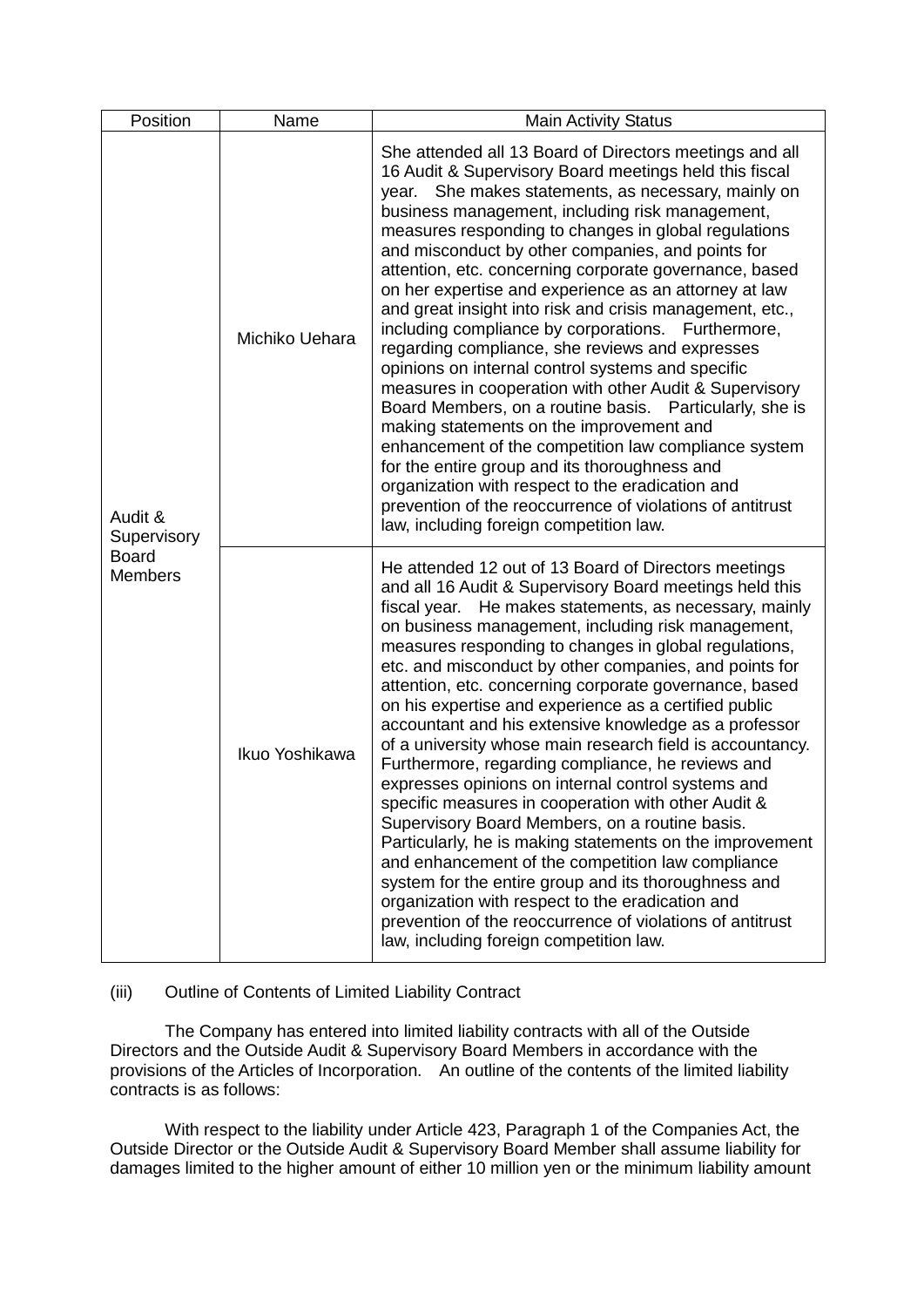| Position | Name | Main Activity Status |
|---|---|---|
| Audit & Supervisory Board Members | Michiko Uehara | She attended all 13 Board of Directors meetings and all 16 Audit & Supervisory Board meetings held this fiscal year. She makes statements, as necessary, mainly on business management, including risk management, measures responding to changes in global regulations and misconduct by other companies, and points for attention, etc. concerning corporate governance, based on her expertise and experience as an attorney at law and great insight into risk and crisis management, etc., including compliance by corporations. Furthermore, regarding compliance, she reviews and expresses opinions on internal control systems and specific measures in cooperation with other Audit & Supervisory Board Members, on a routine basis. Particularly, she is making statements on the improvement and enhancement of the competition law compliance system for the entire group and its thoroughness and organization with respect to the eradication and prevention of the reoccurrence of violations of antitrust law, including foreign competition law. |
| | Ikuo Yoshikawa | He attended 12 out of 13 Board of Directors meetings and all 16 Audit & Supervisory Board meetings held this fiscal year. He makes statements, as necessary, mainly on business management, including risk management, measures responding to changes in global regulations, etc. and misconduct by other companies, and points for attention, etc. concerning corporate governance, based on his expertise and experience as a certified public accountant and his extensive knowledge as a professor of a university whose main research field is accountancy. Furthermore, regarding compliance, he reviews and expresses opinions on internal control systems and specific measures in cooperation with other Audit & Supervisory Board Members, on a routine basis. Particularly, he is making statements on the improvement and enhancement of the competition law compliance system for the entire group and its thoroughness and organization with respect to the eradication and prevention of the reoccurrence of violations of antitrust law, including foreign competition law. |

(iii) Outline of Contents of Limited Liability Contract

The Company has entered into limited liability contracts with all of the Outside Directors and the Outside Audit & Supervisory Board Members in accordance with the provisions of the Articles of Incorporation. An outline of the contents of the limited liability contracts is as follows:

With respect to the liability under Article 423, Paragraph 1 of the Companies Act, the Outside Director or the Outside Audit & Supervisory Board Member shall assume liability for damages limited to the higher amount of either 10 million yen or the minimum liability amount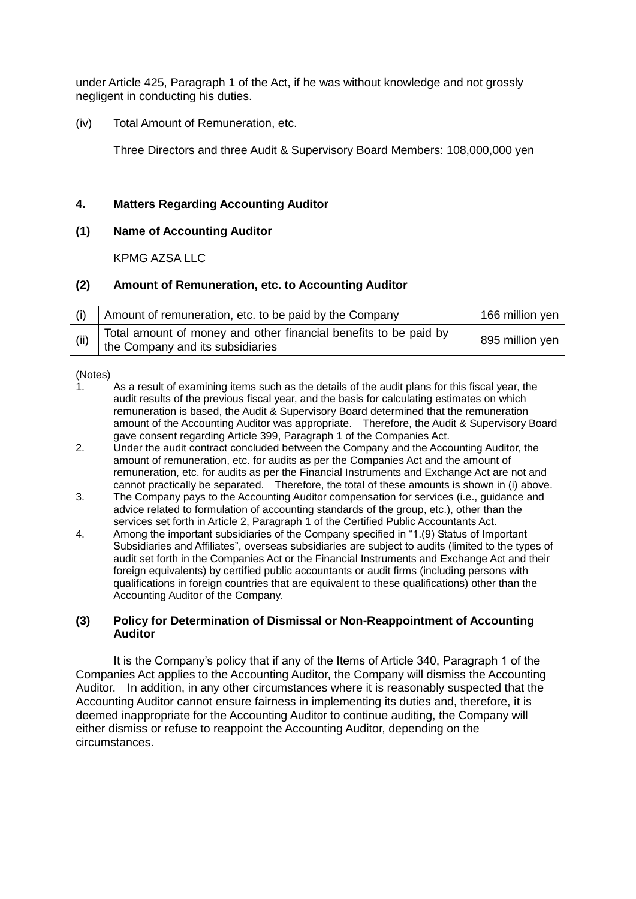under Article 425, Paragraph 1 of the Act, if he was without knowledge and not grossly negligent in conducting his duties.

(iv) Total Amount of Remuneration, etc.

Three Directors and three Audit & Supervisory Board Members: 108,000,000 yen

## 4. Matters Regarding Accounting Auditor

### (1) Name of Accounting Auditor

KPMG AZSA LLC

### (2) Amount of Remuneration, etc. to Accounting Auditor

| | | |
|---|---|---|
| (i) | Amount of remuneration, etc. to be paid by the Company | 166 million yen |
| (ii) | Total amount of money and other financial benefits to be paid by the Company and its subsidiaries | 895 million yen |

(Notes)

1. As a result of examining items such as the details of the audit plans for this fiscal year, the audit results of the previous fiscal year, and the basis for calculating estimates on which remuneration is based, the Audit & Supervisory Board determined that the remuneration amount of the Accounting Auditor was appropriate. Therefore, the Audit & Supervisory Board gave consent regarding Article 399, Paragraph 1 of the Companies Act.
2. Under the audit contract concluded between the Company and the Accounting Auditor, the amount of remuneration, etc. for audits as per the Companies Act and the amount of remuneration, etc. for audits as per the Financial Instruments and Exchange Act are not and cannot practically be separated. Therefore, the total of these amounts is shown in (i) above.
3. The Company pays to the Accounting Auditor compensation for services (i.e., guidance and advice related to formulation of accounting standards of the group, etc.), other than the services set forth in Article 2, Paragraph 1 of the Certified Public Accountants Act.
4. Among the important subsidiaries of the Company specified in "1.(9) Status of Important Subsidiaries and Affiliates", overseas subsidiaries are subject to audits (limited to the types of audit set forth in the Companies Act or the Financial Instruments and Exchange Act and their foreign equivalents) by certified public accountants or audit firms (including persons with qualifications in foreign countries that are equivalent to these qualifications) other than the Accounting Auditor of the Company.

### (3) Policy for Determination of Dismissal or Non-Reappointment of Accounting Auditor

It is the Company's policy that if any of the Items of Article 340, Paragraph 1 of the Companies Act applies to the Accounting Auditor, the Company will dismiss the Accounting Auditor. In addition, in any other circumstances where it is reasonably suspected that the Accounting Auditor cannot ensure fairness in implementing its duties and, therefore, it is deemed inappropriate for the Accounting Auditor to continue auditing, the Company will either dismiss or refuse to reappoint the Accounting Auditor, depending on the circumstances.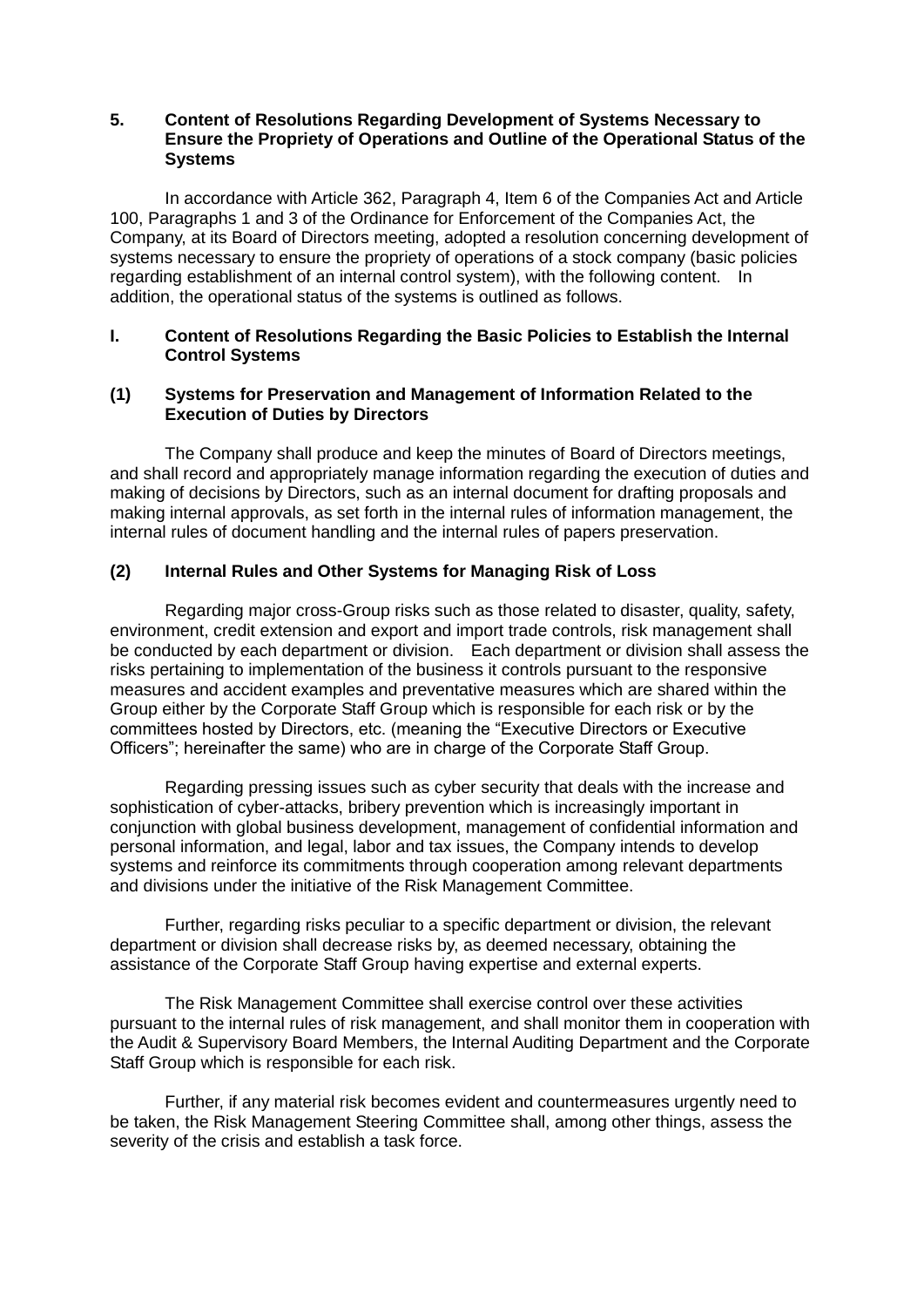## 5. Content of Resolutions Regarding Development of Systems Necessary to Ensure the Propriety of Operations and Outline of the Operational Status of the Systems

In accordance with Article 362, Paragraph 4, Item 6 of the Companies Act and Article 100, Paragraphs 1 and 3 of the Ordinance for Enforcement of the Companies Act, the Company, at its Board of Directors meeting, adopted a resolution concerning development of systems necessary to ensure the propriety of operations of a stock company (basic policies regarding establishment of an internal control system), with the following content. In addition, the operational status of the systems is outlined as follows.

### I. Content of Resolutions Regarding the Basic Policies to Establish the Internal Control Systems

#### (1) Systems for Preservation and Management of Information Related to the Execution of Duties by Directors

The Company shall produce and keep the minutes of Board of Directors meetings, and shall record and appropriately manage information regarding the execution of duties and making of decisions by Directors, such as an internal document for drafting proposals and making internal approvals, as set forth in the internal rules of information management, the internal rules of document handling and the internal rules of papers preservation.

#### (2) Internal Rules and Other Systems for Managing Risk of Loss

Regarding major cross-Group risks such as those related to disaster, quality, safety, environment, credit extension and export and import trade controls, risk management shall be conducted by each department or division. Each department or division shall assess the risks pertaining to implementation of the business it controls pursuant to the responsive measures and accident examples and preventative measures which are shared within the Group either by the Corporate Staff Group which is responsible for each risk or by the committees hosted by Directors, etc. (meaning the "Executive Directors or Executive Officers"; hereinafter the same) who are in charge of the Corporate Staff Group.

Regarding pressing issues such as cyber security that deals with the increase and sophistication of cyber-attacks, bribery prevention which is increasingly important in conjunction with global business development, management of confidential information and personal information, and legal, labor and tax issues, the Company intends to develop systems and reinforce its commitments through cooperation among relevant departments and divisions under the initiative of the Risk Management Committee.

Further, regarding risks peculiar to a specific department or division, the relevant department or division shall decrease risks by, as deemed necessary, obtaining the assistance of the Corporate Staff Group having expertise and external experts.

The Risk Management Committee shall exercise control over these activities pursuant to the internal rules of risk management, and shall monitor them in cooperation with the Audit & Supervisory Board Members, the Internal Auditing Department and the Corporate Staff Group which is responsible for each risk.

Further, if any material risk becomes evident and countermeasures urgently need to be taken, the Risk Management Steering Committee shall, among other things, assess the severity of the crisis and establish a task force.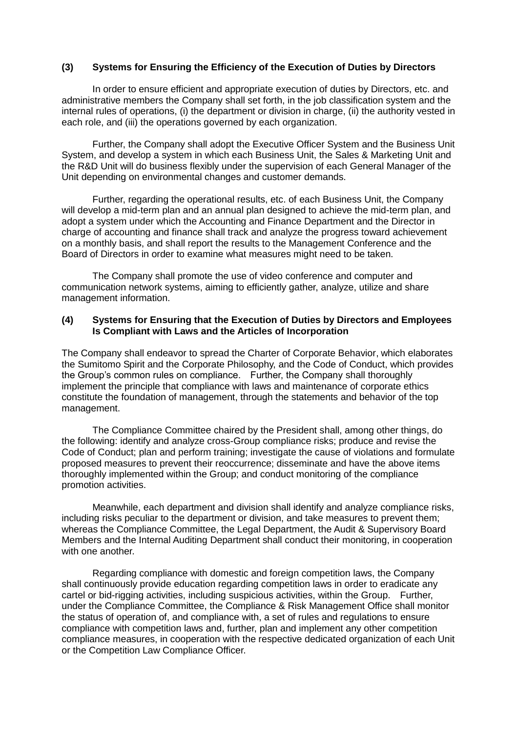### (3) Systems for Ensuring the Efficiency of the Execution of Duties by Directors

In order to ensure efficient and appropriate execution of duties by Directors, etc. and administrative members the Company shall set forth, in the job classification system and the internal rules of operations, (i) the department or division in charge, (ii) the authority vested in each role, and (iii) the operations governed by each organization.

Further, the Company shall adopt the Executive Officer System and the Business Unit System, and develop a system in which each Business Unit, the Sales & Marketing Unit and the R&D Unit will do business flexibly under the supervision of each General Manager of the Unit depending on environmental changes and customer demands.

Further, regarding the operational results, etc. of each Business Unit, the Company will develop a mid-term plan and an annual plan designed to achieve the mid-term plan, and adopt a system under which the Accounting and Finance Department and the Director in charge of accounting and finance shall track and analyze the progress toward achievement on a monthly basis, and shall report the results to the Management Conference and the Board of Directors in order to examine what measures might need to be taken.

The Company shall promote the use of video conference and computer and communication network systems, aiming to efficiently gather, analyze, utilize and share management information.

### (4) Systems for Ensuring that the Execution of Duties by Directors and Employees Is Compliant with Laws and the Articles of Incorporation

The Company shall endeavor to spread the Charter of Corporate Behavior, which elaborates the Sumitomo Spirit and the Corporate Philosophy, and the Code of Conduct, which provides the Group's common rules on compliance. Further, the Company shall thoroughly implement the principle that compliance with laws and maintenance of corporate ethics constitute the foundation of management, through the statements and behavior of the top management.

The Compliance Committee chaired by the President shall, among other things, do the following: identify and analyze cross-Group compliance risks; produce and revise the Code of Conduct; plan and perform training; investigate the cause of violations and formulate proposed measures to prevent their reoccurrence; disseminate and have the above items thoroughly implemented within the Group; and conduct monitoring of the compliance promotion activities.

Meanwhile, each department and division shall identify and analyze compliance risks, including risks peculiar to the department or division, and take measures to prevent them; whereas the Compliance Committee, the Legal Department, the Audit & Supervisory Board Members and the Internal Auditing Department shall conduct their monitoring, in cooperation with one another.

Regarding compliance with domestic and foreign competition laws, the Company shall continuously provide education regarding competition laws in order to eradicate any cartel or bid-rigging activities, including suspicious activities, within the Group. Further, under the Compliance Committee, the Compliance & Risk Management Office shall monitor the status of operation of, and compliance with, a set of rules and regulations to ensure compliance with competition laws and, further, plan and implement any other competition compliance measures, in cooperation with the respective dedicated organization of each Unit or the Competition Law Compliance Officer.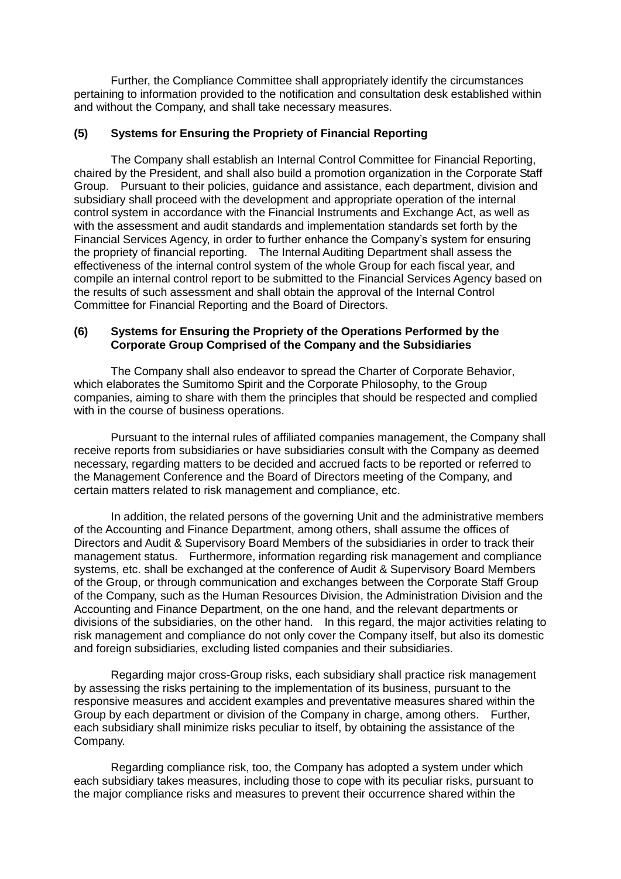Further, the Compliance Committee shall appropriately identify the circumstances pertaining to information provided to the notification and consultation desk established within and without the Company, and shall take necessary measures.

### (5) Systems for Ensuring the Propriety of Financial Reporting

The Company shall establish an Internal Control Committee for Financial Reporting, chaired by the President, and shall also build a promotion organization in the Corporate Staff Group. Pursuant to their policies, guidance and assistance, each department, division and subsidiary shall proceed with the development and appropriate operation of the internal control system in accordance with the Financial Instruments and Exchange Act, as well as with the assessment and audit standards and implementation standards set forth by the Financial Services Agency, in order to further enhance the Company's system for ensuring the propriety of financial reporting. The Internal Auditing Department shall assess the effectiveness of the internal control system of the whole Group for each fiscal year, and compile an internal control report to be submitted to the Financial Services Agency based on the results of such assessment and shall obtain the approval of the Internal Control Committee for Financial Reporting and the Board of Directors.

### (6) Systems for Ensuring the Propriety of the Operations Performed by the Corporate Group Comprised of the Company and the Subsidiaries

The Company shall also endeavor to spread the Charter of Corporate Behavior, which elaborates the Sumitomo Spirit and the Corporate Philosophy, to the Group companies, aiming to share with them the principles that should be respected and complied with in the course of business operations.

Pursuant to the internal rules of affiliated companies management, the Company shall receive reports from subsidiaries or have subsidiaries consult with the Company as deemed necessary, regarding matters to be decided and accrued facts to be reported or referred to the Management Conference and the Board of Directors meeting of the Company, and certain matters related to risk management and compliance, etc.

In addition, the related persons of the governing Unit and the administrative members of the Accounting and Finance Department, among others, shall assume the offices of Directors and Audit & Supervisory Board Members of the subsidiaries in order to track their management status. Furthermore, information regarding risk management and compliance systems, etc. shall be exchanged at the conference of Audit & Supervisory Board Members of the Group, or through communication and exchanges between the Corporate Staff Group of the Company, such as the Human Resources Division, the Administration Division and the Accounting and Finance Department, on the one hand, and the relevant departments or divisions of the subsidiaries, on the other hand. In this regard, the major activities relating to risk management and compliance do not only cover the Company itself, but also its domestic and foreign subsidiaries, excluding listed companies and their subsidiaries.

Regarding major cross-Group risks, each subsidiary shall practice risk management by assessing the risks pertaining to the implementation of its business, pursuant to the responsive measures and accident examples and preventative measures shared within the Group by each department or division of the Company in charge, among others. Further, each subsidiary shall minimize risks peculiar to itself, by obtaining the assistance of the Company.

Regarding compliance risk, too, the Company has adopted a system under which each subsidiary takes measures, including those to cope with its peculiar risks, pursuant to the major compliance risks and measures to prevent their occurrence shared within the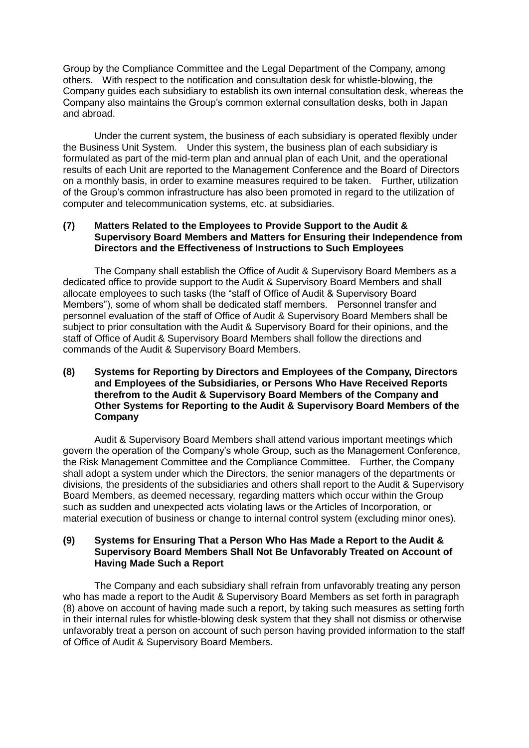Group by the Compliance Committee and the Legal Department of the Company, among others. With respect to the notification and consultation desk for whistle-blowing, the Company guides each subsidiary to establish its own internal consultation desk, whereas the Company also maintains the Group's common external consultation desks, both in Japan and abroad.

Under the current system, the business of each subsidiary is operated flexibly under the Business Unit System. Under this system, the business plan of each subsidiary is formulated as part of the mid-term plan and annual plan of each Unit, and the operational results of each Unit are reported to the Management Conference and the Board of Directors on a monthly basis, in order to examine measures required to be taken. Further, utilization of the Group's common infrastructure has also been promoted in regard to the utilization of computer and telecommunication systems, etc. at subsidiaries.

**(7) Matters Related to the Employees to Provide Support to the Audit & Supervisory Board Members and Matters for Ensuring their Independence from Directors and the Effectiveness of Instructions to Such Employees**

The Company shall establish the Office of Audit & Supervisory Board Members as a dedicated office to provide support to the Audit & Supervisory Board Members and shall allocate employees to such tasks (the "staff of Office of Audit & Supervisory Board Members"), some of whom shall be dedicated staff members. Personnel transfer and personnel evaluation of the staff of Office of Audit & Supervisory Board Members shall be subject to prior consultation with the Audit & Supervisory Board for their opinions, and the staff of Office of Audit & Supervisory Board Members shall follow the directions and commands of the Audit & Supervisory Board Members.

**(8) Systems for Reporting by Directors and Employees of the Company, Directors and Employees of the Subsidiaries, or Persons Who Have Received Reports therefrom to the Audit & Supervisory Board Members of the Company and Other Systems for Reporting to the Audit & Supervisory Board Members of the Company**

Audit & Supervisory Board Members shall attend various important meetings which govern the operation of the Company's whole Group, such as the Management Conference, the Risk Management Committee and the Compliance Committee. Further, the Company shall adopt a system under which the Directors, the senior managers of the departments or divisions, the presidents of the subsidiaries and others shall report to the Audit & Supervisory Board Members, as deemed necessary, regarding matters which occur within the Group such as sudden and unexpected acts violating laws or the Articles of Incorporation, or material execution of business or change to internal control system (excluding minor ones).

**(9) Systems for Ensuring That a Person Who Has Made a Report to the Audit & Supervisory Board Members Shall Not Be Unfavorably Treated on Account of Having Made Such a Report**

The Company and each subsidiary shall refrain from unfavorably treating any person who has made a report to the Audit & Supervisory Board Members as set forth in paragraph (8) above on account of having made such a report, by taking such measures as setting forth in their internal rules for whistle-blowing desk system that they shall not dismiss or otherwise unfavorably treat a person on account of such person having provided information to the staff of Office of Audit & Supervisory Board Members.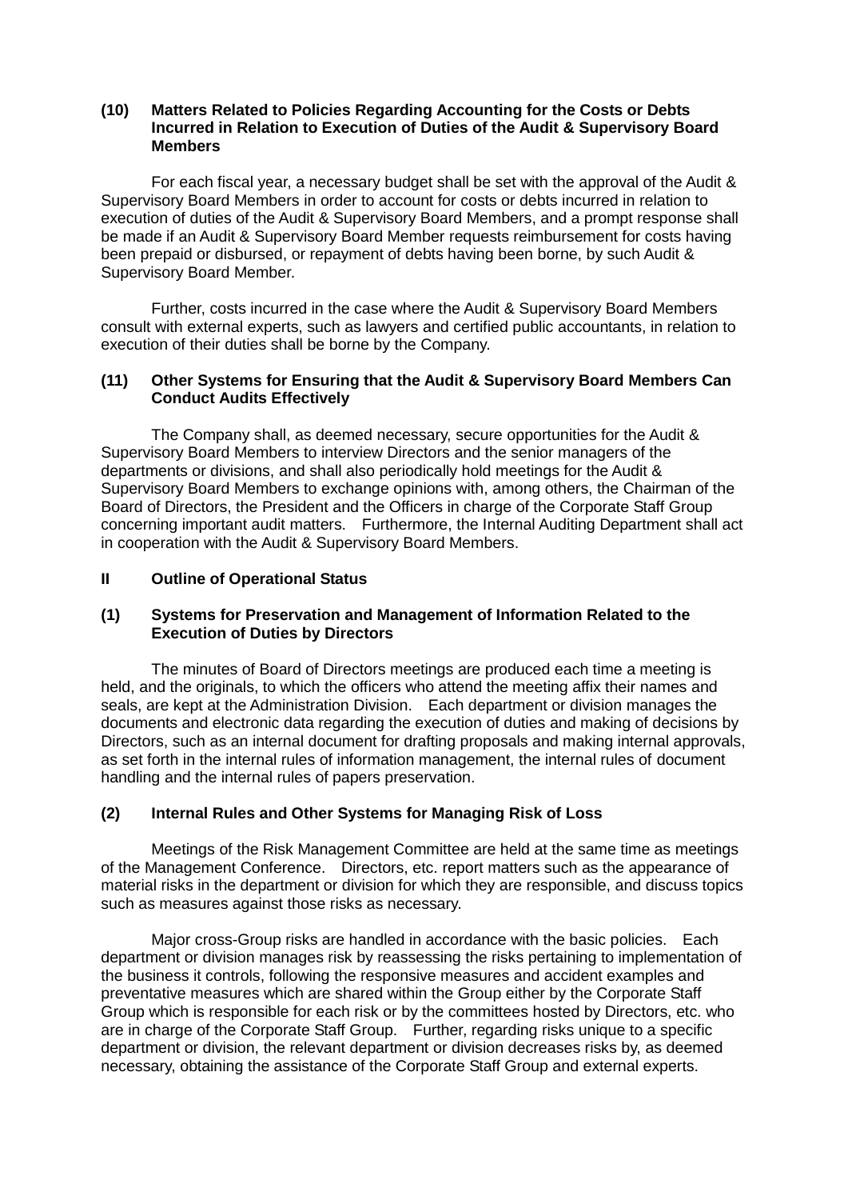### (10) Matters Related to Policies Regarding Accounting for the Costs or Debts Incurred in Relation to Execution of Duties of the Audit & Supervisory Board Members

For each fiscal year, a necessary budget shall be set with the approval of the Audit & Supervisory Board Members in order to account for costs or debts incurred in relation to execution of duties of the Audit & Supervisory Board Members, and a prompt response shall be made if an Audit & Supervisory Board Member requests reimbursement for costs having been prepaid or disbursed, or repayment of debts having been borne, by such Audit & Supervisory Board Member.

Further, costs incurred in the case where the Audit & Supervisory Board Members consult with external experts, such as lawyers and certified public accountants, in relation to execution of their duties shall be borne by the Company.

### (11) Other Systems for Ensuring that the Audit & Supervisory Board Members Can Conduct Audits Effectively

The Company shall, as deemed necessary, secure opportunities for the Audit & Supervisory Board Members to interview Directors and the senior managers of the departments or divisions, and shall also periodically hold meetings for the Audit & Supervisory Board Members to exchange opinions with, among others, the Chairman of the Board of Directors, the President and the Officers in charge of the Corporate Staff Group concerning important audit matters. Furthermore, the Internal Auditing Department shall act in cooperation with the Audit & Supervisory Board Members.

## II Outline of Operational Status

### (1) Systems for Preservation and Management of Information Related to the Execution of Duties by Directors

The minutes of Board of Directors meetings are produced each time a meeting is held, and the originals, to which the officers who attend the meeting affix their names and seals, are kept at the Administration Division. Each department or division manages the documents and electronic data regarding the execution of duties and making of decisions by Directors, such as an internal document for drafting proposals and making internal approvals, as set forth in the internal rules of information management, the internal rules of document handling and the internal rules of papers preservation.

### (2) Internal Rules and Other Systems for Managing Risk of Loss

Meetings of the Risk Management Committee are held at the same time as meetings of the Management Conference. Directors, etc. report matters such as the appearance of material risks in the department or division for which they are responsible, and discuss topics such as measures against those risks as necessary.

Major cross-Group risks are handled in accordance with the basic policies. Each department or division manages risk by reassessing the risks pertaining to implementation of the business it controls, following the responsive measures and accident examples and preventative measures which are shared within the Group either by the Corporate Staff Group which is responsible for each risk or by the committees hosted by Directors, etc. who are in charge of the Corporate Staff Group. Further, regarding risks unique to a specific department or division, the relevant department or division decreases risks by, as deemed necessary, obtaining the assistance of the Corporate Staff Group and external experts.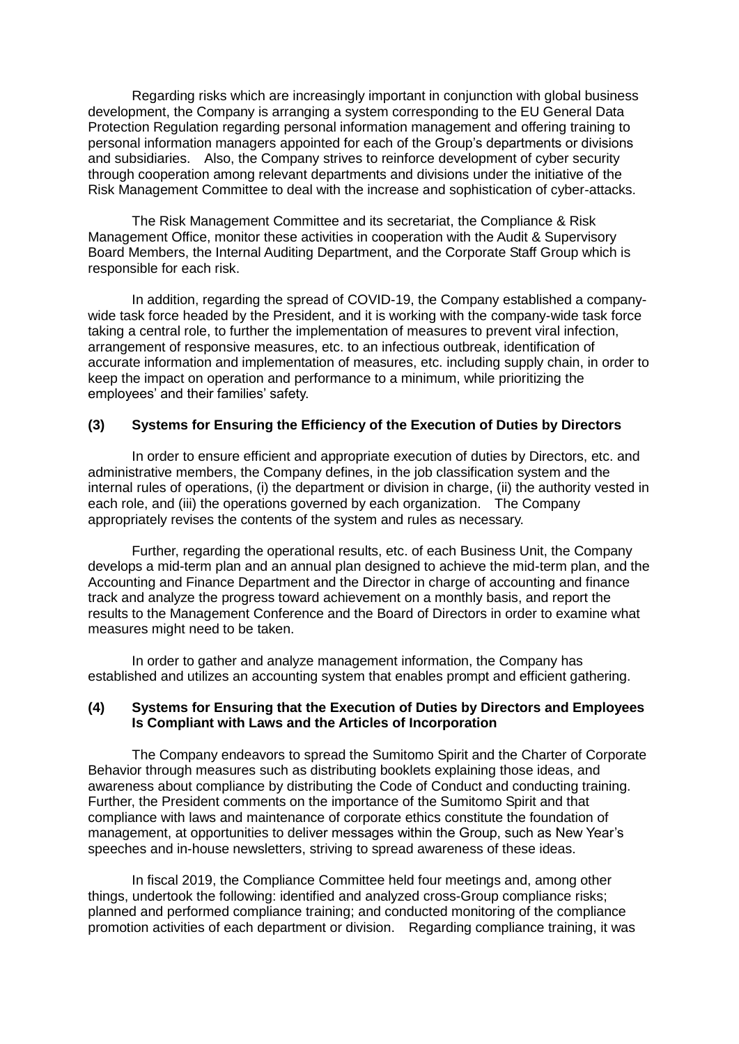Regarding risks which are increasingly important in conjunction with global business development, the Company is arranging a system corresponding to the EU General Data Protection Regulation regarding personal information management and offering training to personal information managers appointed for each of the Group's departments or divisions and subsidiaries. Also, the Company strives to reinforce development of cyber security through cooperation among relevant departments and divisions under the initiative of the Risk Management Committee to deal with the increase and sophistication of cyber-attacks.

The Risk Management Committee and its secretariat, the Compliance & Risk Management Office, monitor these activities in cooperation with the Audit & Supervisory Board Members, the Internal Auditing Department, and the Corporate Staff Group which is responsible for each risk.

In addition, regarding the spread of COVID-19, the Company established a company-wide task force headed by the President, and it is working with the company-wide task force taking a central role, to further the implementation of measures to prevent viral infection, arrangement of responsive measures, etc. to an infectious outbreak, identification of accurate information and implementation of measures, etc. including supply chain, in order to keep the impact on operation and performance to a minimum, while prioritizing the employees' and their families' safety.

### (3) Systems for Ensuring the Efficiency of the Execution of Duties by Directors

In order to ensure efficient and appropriate execution of duties by Directors, etc. and administrative members, the Company defines, in the job classification system and the internal rules of operations, (i) the department or division in charge, (ii) the authority vested in each role, and (iii) the operations governed by each organization. The Company appropriately revises the contents of the system and rules as necessary.

Further, regarding the operational results, etc. of each Business Unit, the Company develops a mid-term plan and an annual plan designed to achieve the mid-term plan, and the Accounting and Finance Department and the Director in charge of accounting and finance track and analyze the progress toward achievement on a monthly basis, and report the results to the Management Conference and the Board of Directors in order to examine what measures might need to be taken.

In order to gather and analyze management information, the Company has established and utilizes an accounting system that enables prompt and efficient gathering.

### (4) Systems for Ensuring that the Execution of Duties by Directors and Employees Is Compliant with Laws and the Articles of Incorporation

The Company endeavors to spread the Sumitomo Spirit and the Charter of Corporate Behavior through measures such as distributing booklets explaining those ideas, and awareness about compliance by distributing the Code of Conduct and conducting training. Further, the President comments on the importance of the Sumitomo Spirit and that compliance with laws and maintenance of corporate ethics constitute the foundation of management, at opportunities to deliver messages within the Group, such as New Year's speeches and in-house newsletters, striving to spread awareness of these ideas.

In fiscal 2019, the Compliance Committee held four meetings and, among other things, undertook the following: identified and analyzed cross-Group compliance risks; planned and performed compliance training; and conducted monitoring of the compliance promotion activities of each department or division. Regarding compliance training, it was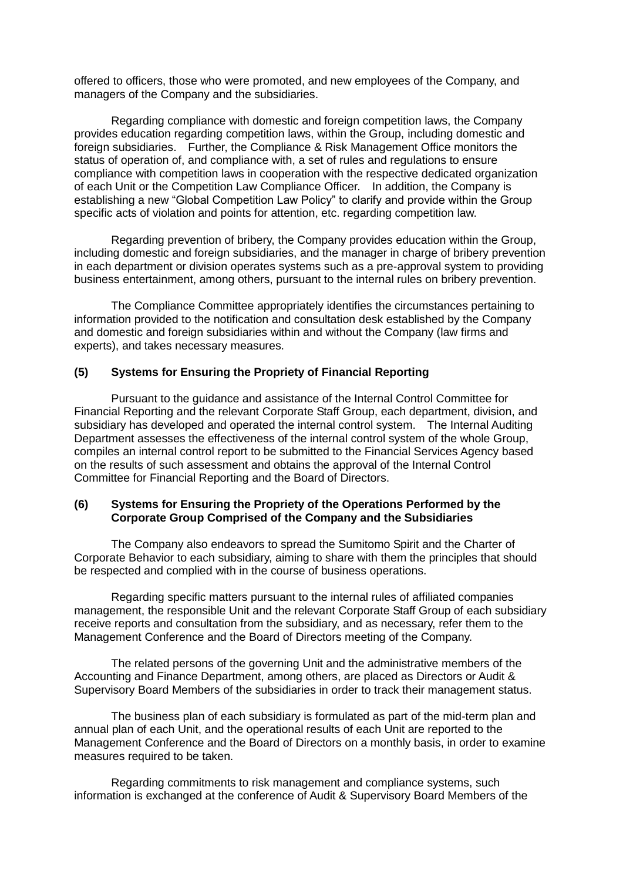offered to officers, those who were promoted, and new employees of the Company, and managers of the Company and the subsidiaries.

Regarding compliance with domestic and foreign competition laws, the Company provides education regarding competition laws, within the Group, including domestic and foreign subsidiaries. Further, the Compliance & Risk Management Office monitors the status of operation of, and compliance with, a set of rules and regulations to ensure compliance with competition laws in cooperation with the respective dedicated organization of each Unit or the Competition Law Compliance Officer. In addition, the Company is establishing a new "Global Competition Law Policy" to clarify and provide within the Group specific acts of violation and points for attention, etc. regarding competition law.

Regarding prevention of bribery, the Company provides education within the Group, including domestic and foreign subsidiaries, and the manager in charge of bribery prevention in each department or division operates systems such as a pre-approval system to providing business entertainment, among others, pursuant to the internal rules on bribery prevention.

The Compliance Committee appropriately identifies the circumstances pertaining to information provided to the notification and consultation desk established by the Company and domestic and foreign subsidiaries within and without the Company (law firms and experts), and takes necessary measures.

**(5) Systems for Ensuring the Propriety of Financial Reporting**

Pursuant to the guidance and assistance of the Internal Control Committee for Financial Reporting and the relevant Corporate Staff Group, each department, division, and subsidiary has developed and operated the internal control system. The Internal Auditing Department assesses the effectiveness of the internal control system of the whole Group, compiles an internal control report to be submitted to the Financial Services Agency based on the results of such assessment and obtains the approval of the Internal Control Committee for Financial Reporting and the Board of Directors.

**(6) Systems for Ensuring the Propriety of the Operations Performed by the Corporate Group Comprised of the Company and the Subsidiaries**

The Company also endeavors to spread the Sumitomo Spirit and the Charter of Corporate Behavior to each subsidiary, aiming to share with them the principles that should be respected and complied with in the course of business operations.

Regarding specific matters pursuant to the internal rules of affiliated companies management, the responsible Unit and the relevant Corporate Staff Group of each subsidiary receive reports and consultation from the subsidiary, and as necessary, refer them to the Management Conference and the Board of Directors meeting of the Company.

The related persons of the governing Unit and the administrative members of the Accounting and Finance Department, among others, are placed as Directors or Audit & Supervisory Board Members of the subsidiaries in order to track their management status.

The business plan of each subsidiary is formulated as part of the mid-term plan and annual plan of each Unit, and the operational results of each Unit are reported to the Management Conference and the Board of Directors on a monthly basis, in order to examine measures required to be taken.

Regarding commitments to risk management and compliance systems, such information is exchanged at the conference of Audit & Supervisory Board Members of the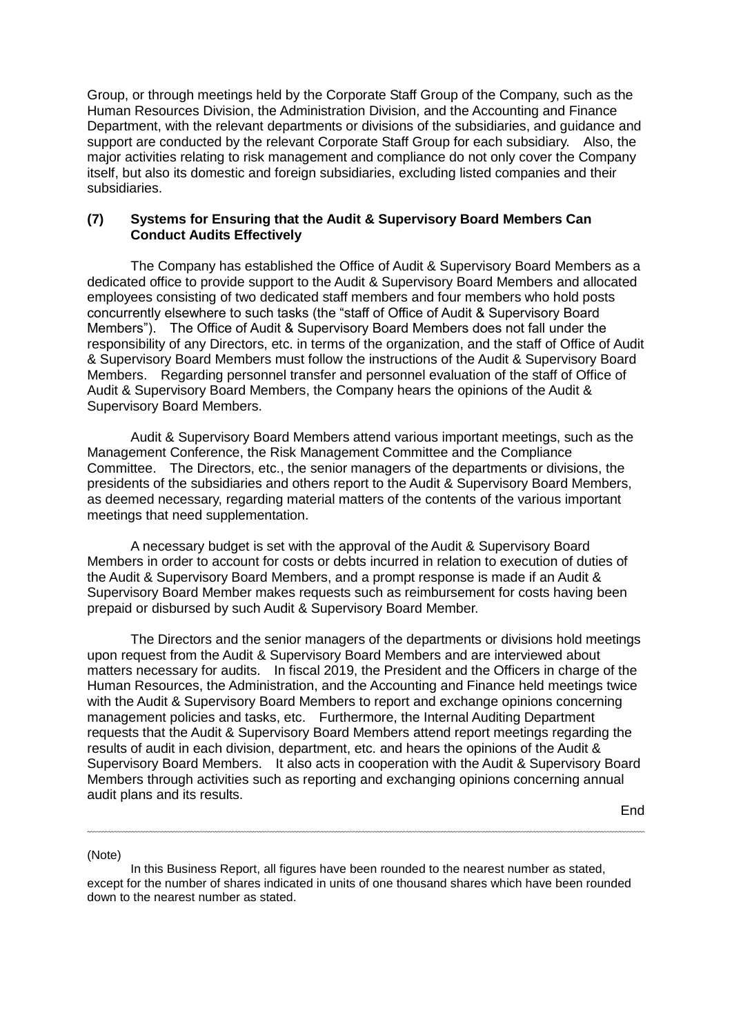Group, or through meetings held by the Corporate Staff Group of the Company, such as the Human Resources Division, the Administration Division, and the Accounting and Finance Department, with the relevant departments or divisions of the subsidiaries, and guidance and support are conducted by the relevant Corporate Staff Group for each subsidiary. Also, the major activities relating to risk management and compliance do not only cover the Company itself, but also its domestic and foreign subsidiaries, excluding listed companies and their subsidiaries.

### (7) Systems for Ensuring that the Audit & Supervisory Board Members Can Conduct Audits Effectively

The Company has established the Office of Audit & Supervisory Board Members as a dedicated office to provide support to the Audit & Supervisory Board Members and allocated employees consisting of two dedicated staff members and four members who hold posts concurrently elsewhere to such tasks (the "staff of Office of Audit & Supervisory Board Members"). The Office of Audit & Supervisory Board Members does not fall under the responsibility of any Directors, etc. in terms of the organization, and the staff of Office of Audit & Supervisory Board Members must follow the instructions of the Audit & Supervisory Board Members. Regarding personnel transfer and personnel evaluation of the staff of Office of Audit & Supervisory Board Members, the Company hears the opinions of the Audit & Supervisory Board Members.

Audit & Supervisory Board Members attend various important meetings, such as the Management Conference, the Risk Management Committee and the Compliance Committee. The Directors, etc., the senior managers of the departments or divisions, the presidents of the subsidiaries and others report to the Audit & Supervisory Board Members, as deemed necessary, regarding material matters of the contents of the various important meetings that need supplementation.

A necessary budget is set with the approval of the Audit & Supervisory Board Members in order to account for costs or debts incurred in relation to execution of duties of the Audit & Supervisory Board Members, and a prompt response is made if an Audit & Supervisory Board Member makes requests such as reimbursement for costs having been prepaid or disbursed by such Audit & Supervisory Board Member.

The Directors and the senior managers of the departments or divisions hold meetings upon request from the Audit & Supervisory Board Members and are interviewed about matters necessary for audits. In fiscal 2019, the President and the Officers in charge of the Human Resources, the Administration, and the Accounting and Finance held meetings twice with the Audit & Supervisory Board Members to report and exchange opinions concerning management policies and tasks, etc. Furthermore, the Internal Auditing Department requests that the Audit & Supervisory Board Members attend report meetings regarding the results of audit in each division, department, etc. and hears the opinions of the Audit & Supervisory Board Members. It also acts in cooperation with the Audit & Supervisory Board Members through activities such as reporting and exchanging opinions concerning annual audit plans and its results.

End

---

(Note)

In this Business Report, all figures have been rounded to the nearest number as stated, except for the number of shares indicated in units of one thousand shares which have been rounded down to the nearest number as stated.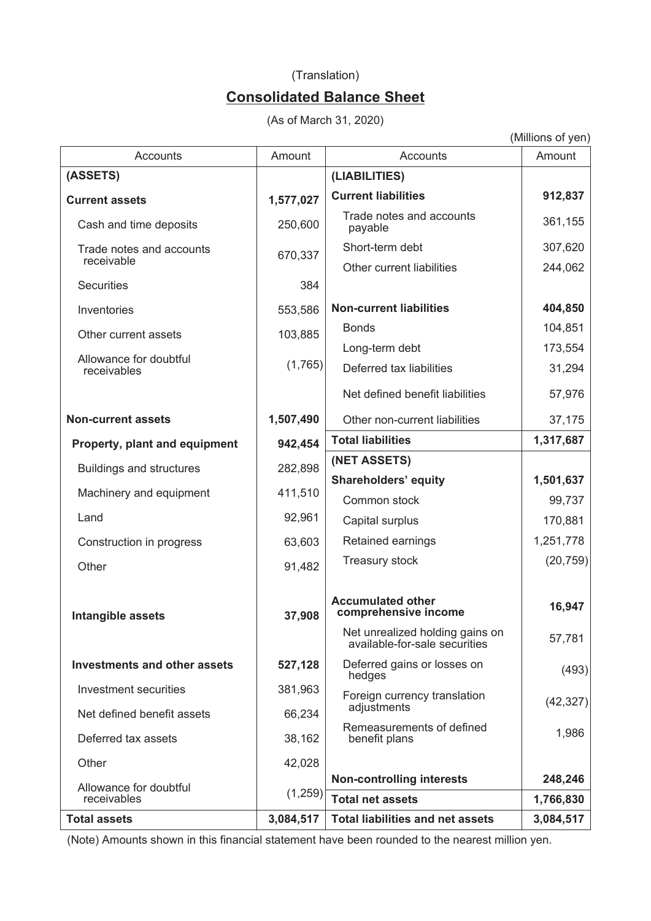(Translation)

# Consolidated Balance Sheet

(As of March 31, 2020)

(Millions of yen)

| Accounts | Amount | Accounts | Amount |
|---|---|---|---|
| **(ASSETS)** | | **(LIABILITIES)** | |
| **Current assets** | **1,577,027** | **Current liabilities** | **912,837** |
| Cash and time deposits | 250,600 | Trade notes and accounts payable | 361,155 |
| Trade notes and accounts receivable | 670,337 | Short-term debt | 307,620 |
| | | Other current liabilities | 244,062 |
| Securities | 384 | | |
| Inventories | 553,586 | **Non-current liabilities** | **404,850** |
| Other current assets | 103,885 | Bonds | 104,851 |
| | | Long-term debt | 173,554 |
| Allowance for doubtful receivables | (1,765) | Deferred tax liabilities | 31,294 |
| | | Net defined benefit liabilities | 57,976 |
| **Non-current assets** | **1,507,490** | Other non-current liabilities | 37,175 |
| **Property, plant and equipment** | **942,454** | **Total liabilities** | **1,317,687** |
| Buildings and structures | 282,898 | **(NET ASSETS)** | |
| | | **Shareholders' equity** | **1,501,637** |
| Machinery and equipment | 411,510 | Common stock | 99,737 |
| Land | 92,961 | Capital surplus | 170,881 |
| Construction in progress | 63,603 | Retained earnings | 1,251,778 |
| Other | 91,482 | Treasury stock | (20,759) |
| **Intangible assets** | **37,908** | **Accumulated other comprehensive income** | **16,947** |
| | | Net unrealized holding gains on available-for-sale securities | 57,781 |
| **Investments and other assets** | **527,128** | Deferred gains or losses on hedges | (493) |
| Investment securities | 381,963 | Foreign currency translation adjustments | (42,327) |
| Net defined benefit assets | 66,234 | | |
| Deferred tax assets | 38,162 | Remeasurements of defined benefit plans | 1,986 |
| Other | 42,028 | | |
| Allowance for doubtful receivables | (1,259) | **Non-controlling interests** | **248,246** |
| | | **Total net assets** | **1,766,830** |
| **Total assets** | **3,084,517** | **Total liabilities and net assets** | **3,084,517** |

(Note) Amounts shown in this financial statement have been rounded to the nearest million yen.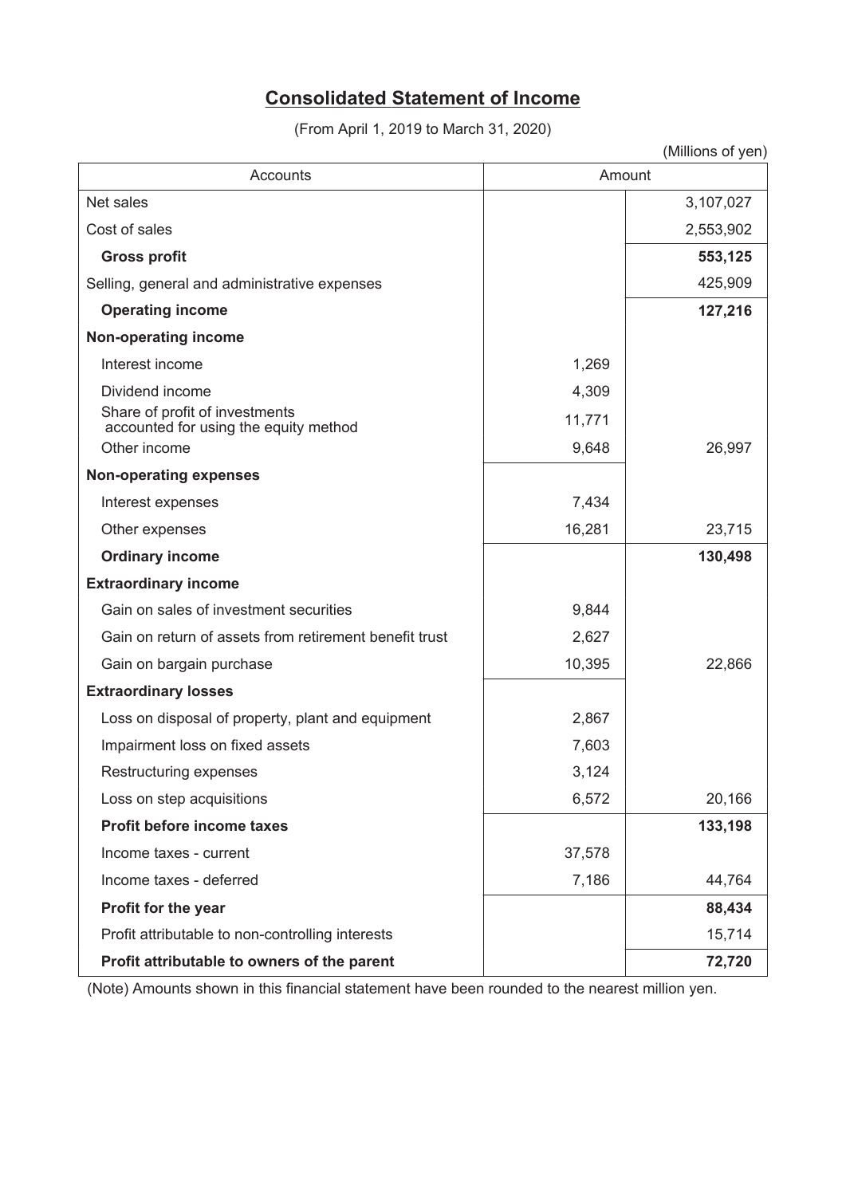# Consolidated Statement of Income

(From April 1, 2019 to March 31, 2020)

(Millions of yen)

| Accounts | Amount | |
|---|---|---|
| Net sales | | 3,107,027 |
| Cost of sales | | 2,553,902 |
| **Gross profit** | | **553,125** |
| Selling, general and administrative expenses | | 425,909 |
| **Operating income** | | **127,216** |
| **Non-operating income** | | |
| Interest income | 1,269 | |
| Dividend income | 4,309 | |
| Share of profit of investments accounted for using the equity method | 11,771 | |
| Other income | 9,648 | 26,997 |
| **Non-operating expenses** | | |
| Interest expenses | 7,434 | |
| Other expenses | 16,281 | 23,715 |
| **Ordinary income** | | **130,498** |
| **Extraordinary income** | | |
| Gain on sales of investment securities | 9,844 | |
| Gain on return of assets from retirement benefit trust | 2,627 | |
| Gain on bargain purchase | 10,395 | 22,866 |
| **Extraordinary losses** | | |
| Loss on disposal of property, plant and equipment | 2,867 | |
| Impairment loss on fixed assets | 7,603 | |
| Restructuring expenses | 3,124 | |
| Loss on step acquisitions | 6,572 | 20,166 |
| **Profit before income taxes** | | **133,198** |
| Income taxes - current | 37,578 | |
| Income taxes - deferred | 7,186 | 44,764 |
| **Profit for the year** | | **88,434** |
| Profit attributable to non-controlling interests | | 15,714 |
| **Profit attributable to owners of the parent** | | **72,720** |

(Note) Amounts shown in this financial statement have been rounded to the nearest million yen.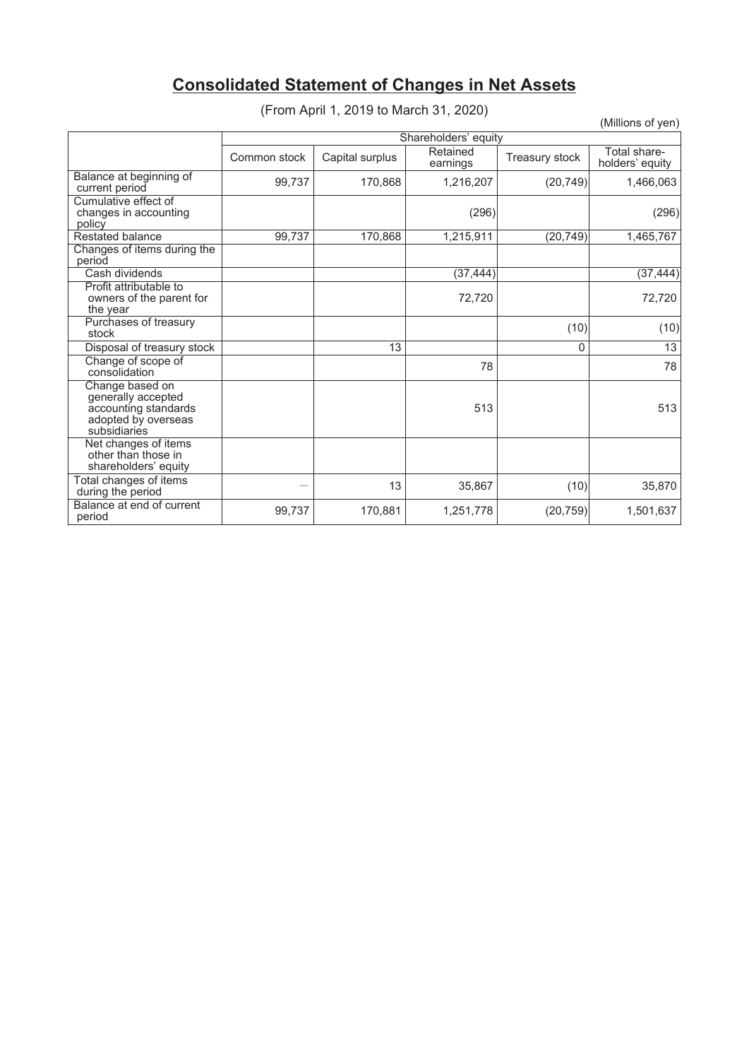# Consolidated Statement of Changes in Net Assets

(From April 1, 2019 to March 31, 2020)

(Millions of yen)

| | Shareholders' equity | | | | |
|---|---|---|---|---|---|
| | Common stock | Capital surplus | Retained earnings | Treasury stock | Total share-holders' equity |
| Balance at beginning of current period | 99,737 | 170,868 | 1,216,207 | (20,749) | 1,466,063 |
| Cumulative effect of changes in accounting policy | | | (296) | | (296) |
| Restated balance | 99,737 | 170,868 | 1,215,911 | (20,749) | 1,465,767 |
| Changes of items during the period | | | | | |
| Cash dividends | | | (37,444) | | (37,444) |
| Profit attributable to owners of the parent for the year | | | 72,720 | | 72,720 |
| Purchases of treasury stock | | | | (10) | (10) |
| Disposal of treasury stock | | 13 | | 0 | 13 |
| Change of scope of consolidation | | | 78 | | 78 |
| Change based on generally accepted accounting standards adopted by overseas subsidiaries | | | 513 | | 513 |
| Net changes of items other than those in shareholders' equity | | | | | |
| Total changes of items during the period | — | 13 | 35,867 | (10) | 35,870 |
| Balance at end of current period | 99,737 | 170,881 | 1,251,778 | (20,759) | 1,501,637 |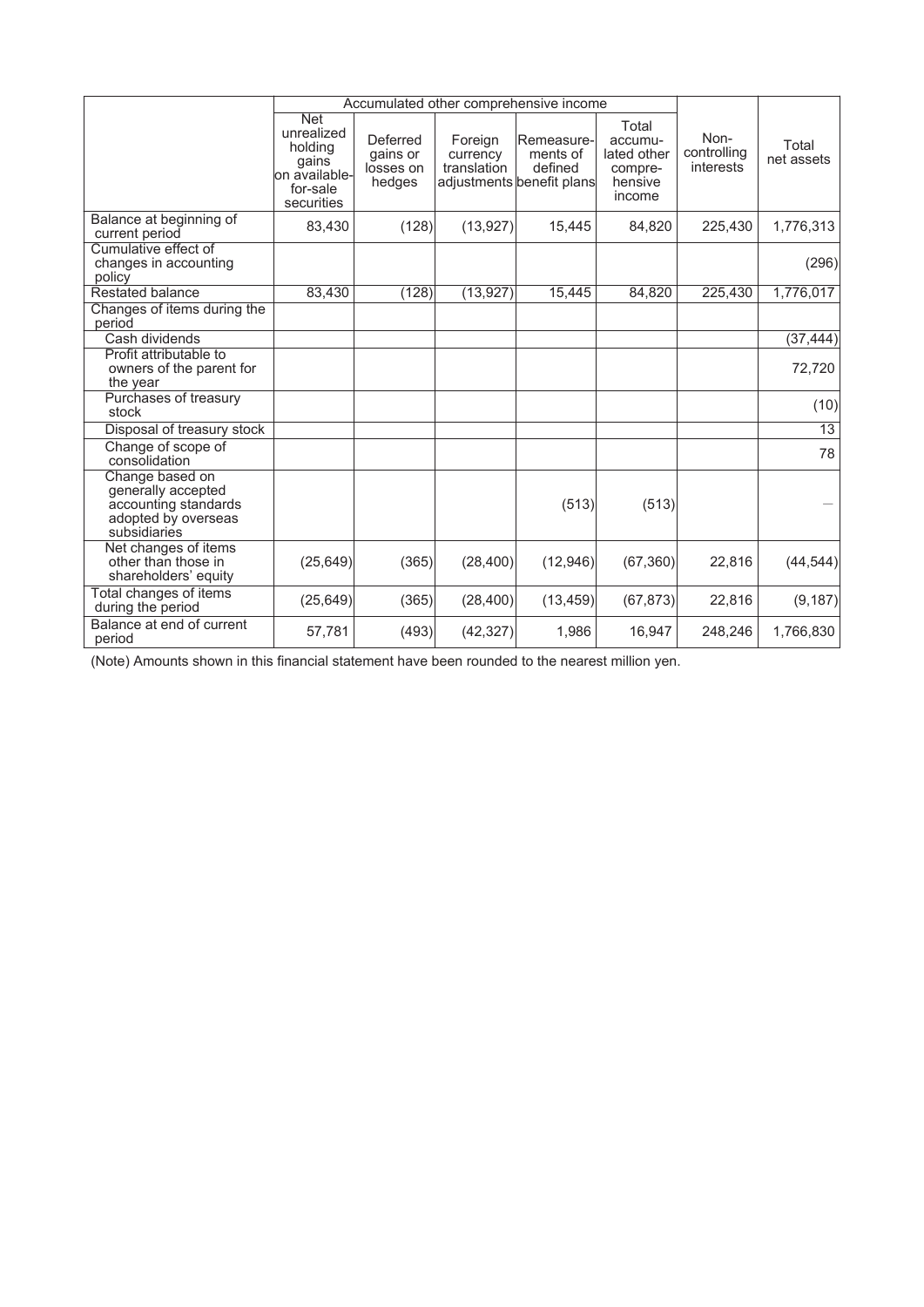| | Accumulated other comprehensive income | | | | | | |
|---|---|---|---|---|---|---|---|
| | Net unrealized holding gains on available-for-sale securities | Deferred gains or losses on hedges | Foreign currency translation adjustments | Remeasurements of defined benefit plans | Total accumulated other comprehensive income | Non-controlling interests | Total net assets |
| Balance at beginning of current period | 83,430 | (128) | (13,927) | 15,445 | 84,820 | 225,430 | 1,776,313 |
| Cumulative effect of changes in accounting policy | | | | | | | (296) |
| Restated balance | 83,430 | (128) | (13,927) | 15,445 | 84,820 | 225,430 | 1,776,017 |
| Changes of items during the period | | | | | | | |
| Cash dividends | | | | | | | (37,444) |
| Profit attributable to owners of the parent for the year | | | | | | | 72,720 |
| Purchases of treasury stock | | | | | | | (10) |
| Disposal of treasury stock | | | | | | | 13 |
| Change of scope of consolidation | | | | | | | 78 |
| Change based on generally accepted accounting standards adopted by overseas subsidiaries | | | | (513) | (513) | | — |
| Net changes of items other than those in shareholders' equity | (25,649) | (365) | (28,400) | (12,946) | (67,360) | 22,816 | (44,544) |
| Total changes of items during the period | (25,649) | (365) | (28,400) | (13,459) | (67,873) | 22,816 | (9,187) |
| Balance at end of current period | 57,781 | (493) | (42,327) | 1,986 | 16,947 | 248,246 | 1,766,830 |

(Note) Amounts shown in this financial statement have been rounded to the nearest million yen.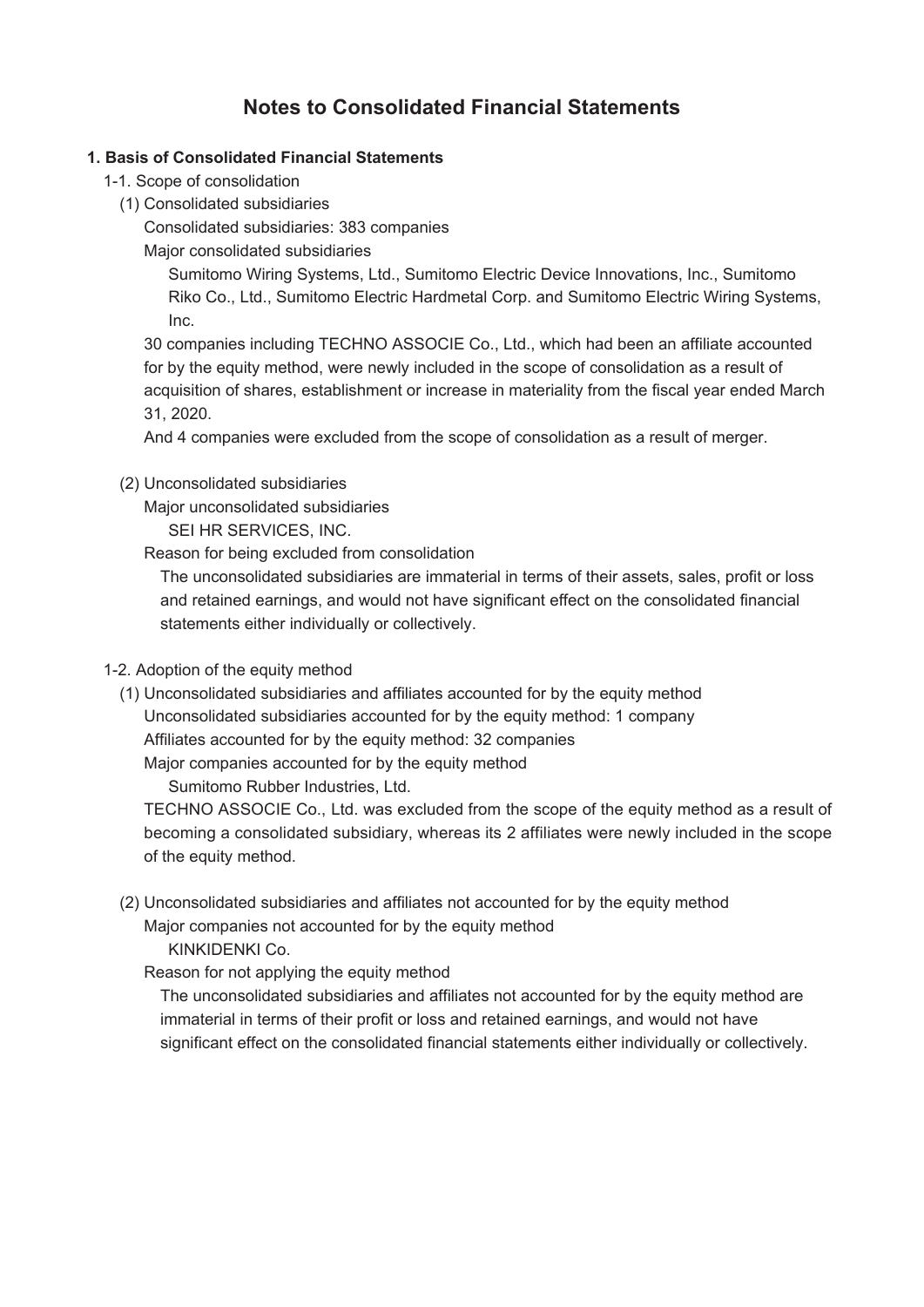# Notes to Consolidated Financial Statements

**1. Basis of Consolidated Financial Statements**

1-1. Scope of consolidation

(1) Consolidated subsidiaries

Consolidated subsidiaries: 383 companies

Major consolidated subsidiaries

Sumitomo Wiring Systems, Ltd., Sumitomo Electric Device Innovations, Inc., Sumitomo Riko Co., Ltd., Sumitomo Electric Hardmetal Corp. and Sumitomo Electric Wiring Systems, Inc.

30 companies including TECHNO ASSOCIE Co., Ltd., which had been an affiliate accounted for by the equity method, were newly included in the scope of consolidation as a result of acquisition of shares, establishment or increase in materiality from the fiscal year ended March 31, 2020.

And 4 companies were excluded from the scope of consolidation as a result of merger.

(2) Unconsolidated subsidiaries

Major unconsolidated subsidiaries

SEI HR SERVICES, INC.

Reason for being excluded from consolidation

The unconsolidated subsidiaries are immaterial in terms of their assets, sales, profit or loss and retained earnings, and would not have significant effect on the consolidated financial statements either individually or collectively.

1-2. Adoption of the equity method

(1) Unconsolidated subsidiaries and affiliates accounted for by the equity method

Unconsolidated subsidiaries accounted for by the equity method: 1 company

Affiliates accounted for by the equity method: 32 companies

Major companies accounted for by the equity method

Sumitomo Rubber Industries, Ltd.

TECHNO ASSOCIE Co., Ltd. was excluded from the scope of the equity method as a result of becoming a consolidated subsidiary, whereas its 2 affiliates were newly included in the scope of the equity method.

(2) Unconsolidated subsidiaries and affiliates not accounted for by the equity method

Major companies not accounted for by the equity method

KINKIDENKI Co.

Reason for not applying the equity method

The unconsolidated subsidiaries and affiliates not accounted for by the equity method are immaterial in terms of their profit or loss and retained earnings, and would not have significant effect on the consolidated financial statements either individually or collectively.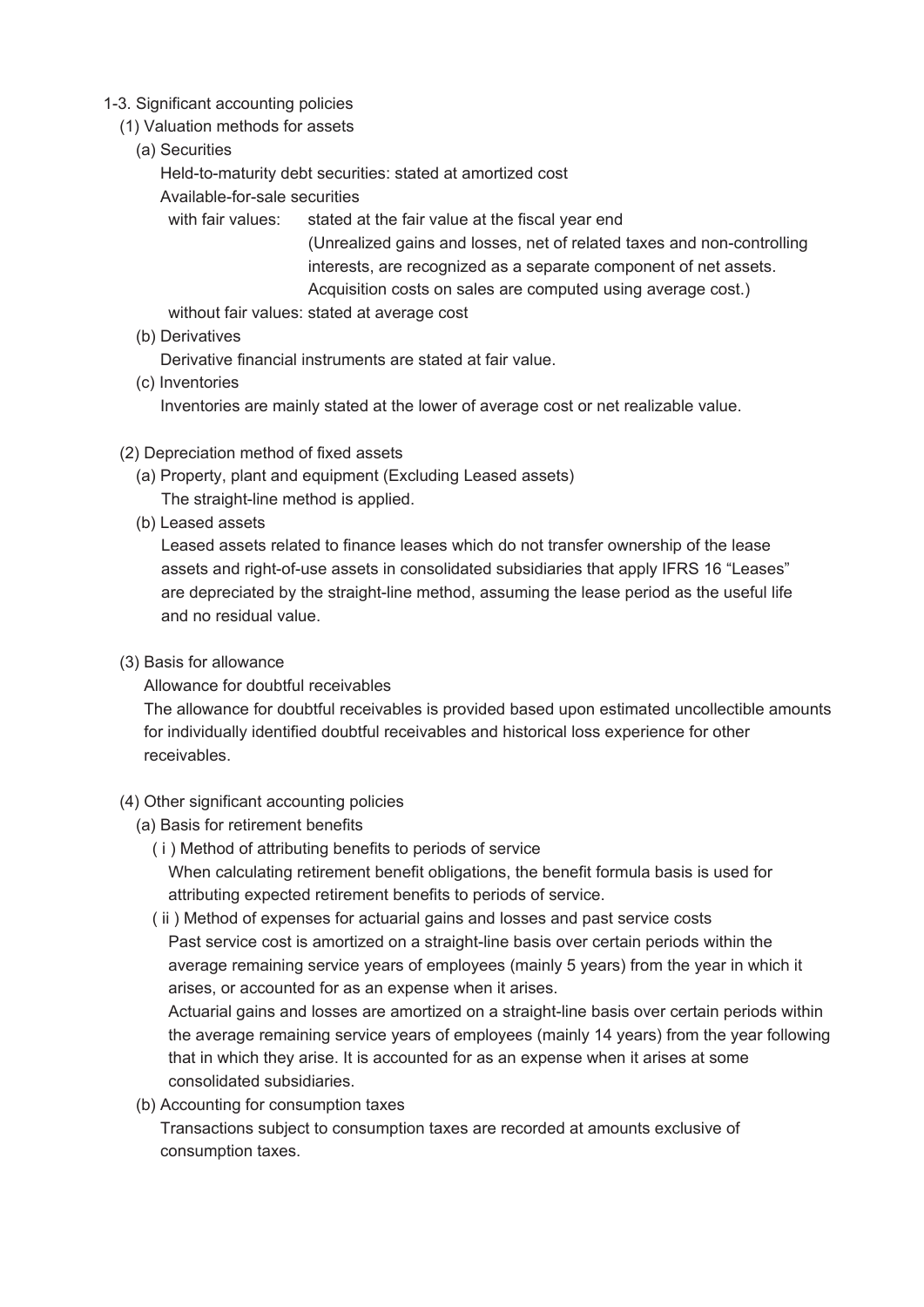## 1-3. Significant accounting policies

### (1) Valuation methods for assets

#### (a) Securities

Held-to-maturity debt securities: stated at amortized cost

Available-for-sale securities

with fair values: stated at the fair value at the fiscal year end
(Unrealized gains and losses, net of related taxes and non-controlling interests, are recognized as a separate component of net assets. Acquisition costs on sales are computed using average cost.)

without fair values: stated at average cost

#### (b) Derivatives

Derivative financial instruments are stated at fair value.

#### (c) Inventories

Inventories are mainly stated at the lower of average cost or net realizable value.

### (2) Depreciation method of fixed assets

#### (a) Property, plant and equipment (Excluding Leased assets)

The straight-line method is applied.

#### (b) Leased assets

Leased assets related to finance leases which do not transfer ownership of the lease assets and right-of-use assets in consolidated subsidiaries that apply IFRS 16 "Leases" are depreciated by the straight-line method, assuming the lease period as the useful life and no residual value.

### (3) Basis for allowance

Allowance for doubtful receivables

The allowance for doubtful receivables is provided based upon estimated uncollectible amounts for individually identified doubtful receivables and historical loss experience for other receivables.

### (4) Other significant accounting policies

#### (a) Basis for retirement benefits

( i ) Method of attributing benefits to periods of service

When calculating retirement benefit obligations, the benefit formula basis is used for attributing expected retirement benefits to periods of service.

( ii ) Method of expenses for actuarial gains and losses and past service costs

Past service cost is amortized on a straight-line basis over certain periods within the average remaining service years of employees (mainly 5 years) from the year in which it arises, or accounted for as an expense when it arises.

Actuarial gains and losses are amortized on a straight-line basis over certain periods within the average remaining service years of employees (mainly 14 years) from the year following that in which they arise. It is accounted for as an expense when it arises at some consolidated subsidiaries.

#### (b) Accounting for consumption taxes

Transactions subject to consumption taxes are recorded at amounts exclusive of consumption taxes.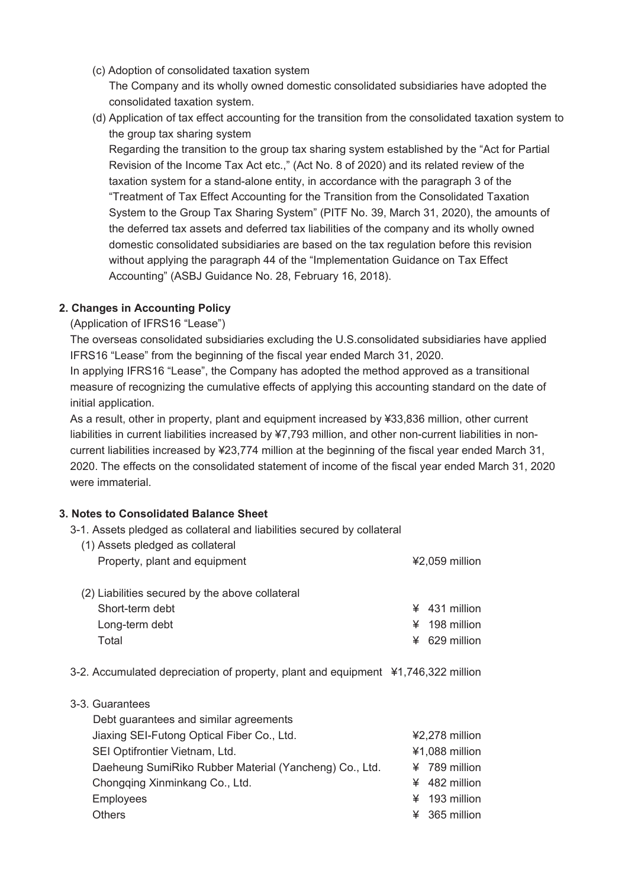(c) Adoption of consolidated taxation system

The Company and its wholly owned domestic consolidated subsidiaries have adopted the consolidated taxation system.

(d) Application of tax effect accounting for the transition from the consolidated taxation system to the group tax sharing system

Regarding the transition to the group tax sharing system established by the "Act for Partial Revision of the Income Tax Act etc.," (Act No. 8 of 2020) and its related review of the taxation system for a stand-alone entity, in accordance with the paragraph 3 of the "Treatment of Tax Effect Accounting for the Transition from the Consolidated Taxation System to the Group Tax Sharing System" (PITF No. 39, March 31, 2020), the amounts of the deferred tax assets and deferred tax liabilities of the company and its wholly owned domestic consolidated subsidiaries are based on the tax regulation before this revision without applying the paragraph 44 of the "Implementation Guidance on Tax Effect Accounting" (ASBJ Guidance No. 28, February 16, 2018).

**2. Changes in Accounting Policy**

(Application of IFRS16 "Lease")

The overseas consolidated subsidiaries excluding the U.S.consolidated subsidiaries have applied IFRS16 "Lease" from the beginning of the fiscal year ended March 31, 2020.

In applying IFRS16 "Lease", the Company has adopted the method approved as a transitional measure of recognizing the cumulative effects of applying this accounting standard on the date of initial application.

As a result, other in property, plant and equipment increased by ¥33,836 million, other current liabilities in current liabilities increased by ¥7,793 million, and other non-current liabilities in non-current liabilities increased by ¥23,774 million at the beginning of the fiscal year ended March 31, 2020. The effects on the consolidated statement of income of the fiscal year ended March 31, 2020 were immaterial.

**3. Notes to Consolidated Balance Sheet**

3-1. Assets pledged as collateral and liabilities secured by collateral

(1) Assets pledged as collateral

| | |
|---|---|
| Property, plant and equipment | ¥2,059 million |

(2) Liabilities secured by the above collateral

| | |
|---|---|
| Short-term debt | ¥ 431 million |
| Long-term debt | ¥ 198 million |
| Total | ¥ 629 million |

3-2. Accumulated depreciation of property, plant and equipment ¥1,746,322 million

3-3. Guarantees

Debt guarantees and similar agreements

| | |
|---|---|
| Jiaxing SEI-Futong Optical Fiber Co., Ltd. | ¥2,278 million |
| SEI Optifrontier Vietnam, Ltd. | ¥1,088 million |
| Daeheung SumiRiko Rubber Material (Yancheng) Co., Ltd. | ¥ 789 million |
| Chongqing Xinminkang Co., Ltd. | ¥ 482 million |
| Employees | ¥ 193 million |
| Others | ¥ 365 million |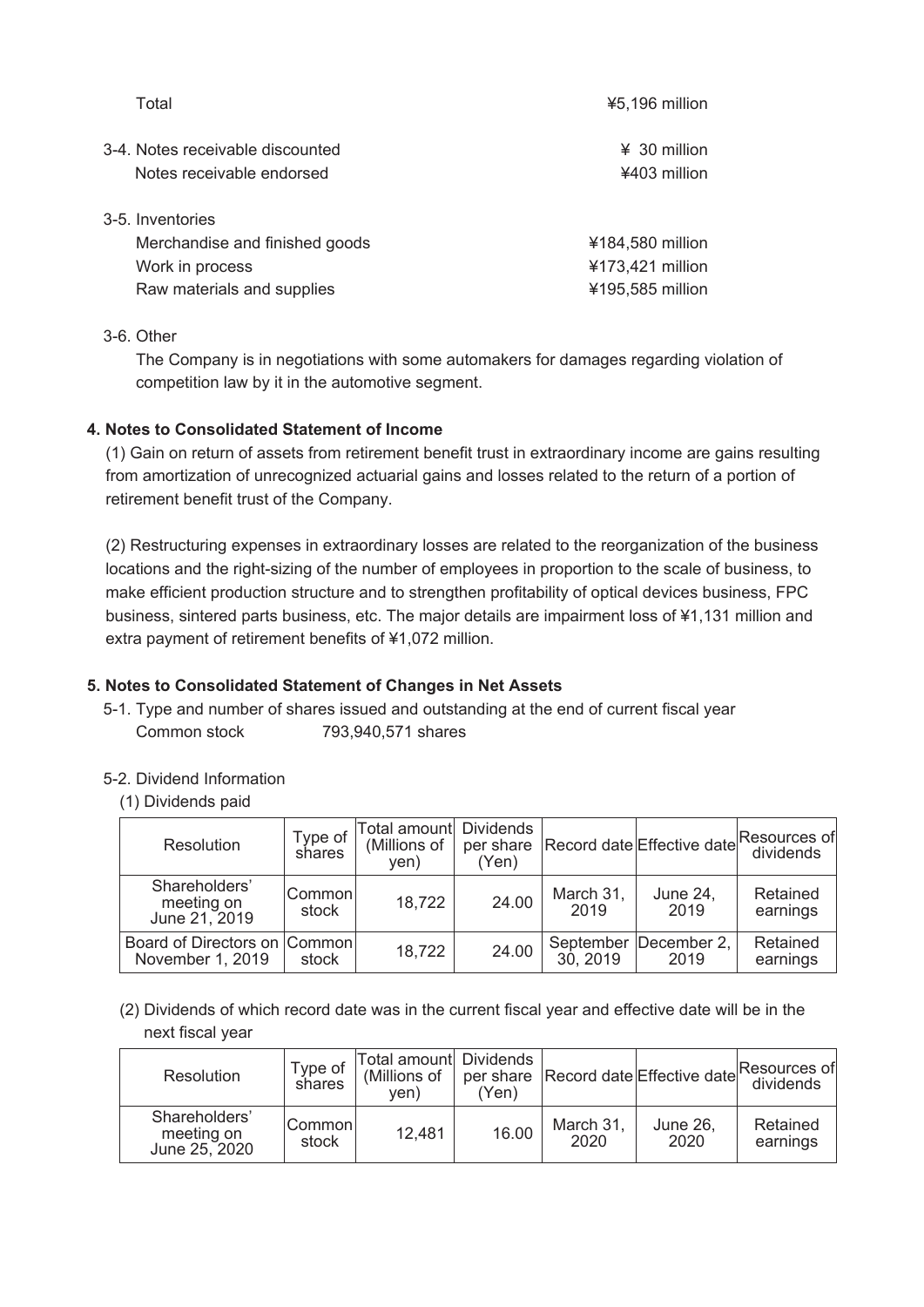| | |
|---|---|
| Total | ¥5,196 million |

3-4. Notes receivable discounted ¥ 30 million
Notes receivable endorsed ¥403 million

3-5. Inventories

| | |
|---|---|
| Merchandise and finished goods | ¥184,580 million |
| Work in process | ¥173,421 million |
| Raw materials and supplies | ¥195,585 million |

3-6. Other

The Company is in negotiations with some automakers for damages regarding violation of competition law by it in the automotive segment.

**4. Notes to Consolidated Statement of Income**

(1) Gain on return of assets from retirement benefit trust in extraordinary income are gains resulting from amortization of unrecognized actuarial gains and losses related to the return of a portion of retirement benefit trust of the Company.

(2) Restructuring expenses in extraordinary losses are related to the reorganization of the business locations and the right-sizing of the number of employees in proportion to the scale of business, to make efficient production structure and to strengthen profitability of optical devices business, FPC business, sintered parts business, etc. The major details are impairment loss of ¥1,131 million and extra payment of retirement benefits of ¥1,072 million.

**5. Notes to Consolidated Statement of Changes in Net Assets**

5-1. Type and number of shares issued and outstanding at the end of current fiscal year

Common stock 793,940,571 shares

5-2. Dividend Information

(1) Dividends paid

| Resolution | Type of shares | Total amount (Millions of yen) | Dividends per share (Yen) | Record date | Effective date | Resources of dividends |
|---|---|---|---|---|---|---|
| Shareholders' meeting on June 21, 2019 | Common stock | 18,722 | 24.00 | March 31, 2019 | June 24, 2019 | Retained earnings |
| Board of Directors on November 1, 2019 | Common stock | 18,722 | 24.00 | September 30, 2019 | December 2, 2019 | Retained earnings |

(2) Dividends of which record date was in the current fiscal year and effective date will be in the next fiscal year

| Resolution | Type of shares | Total amount (Millions of yen) | Dividends per share (Yen) | Record date | Effective date | Resources of dividends |
|---|---|---|---|---|---|---|
| Shareholders' meeting on June 25, 2020 | Common stock | 12,481 | 16.00 | March 31, 2020 | June 26, 2020 | Retained earnings |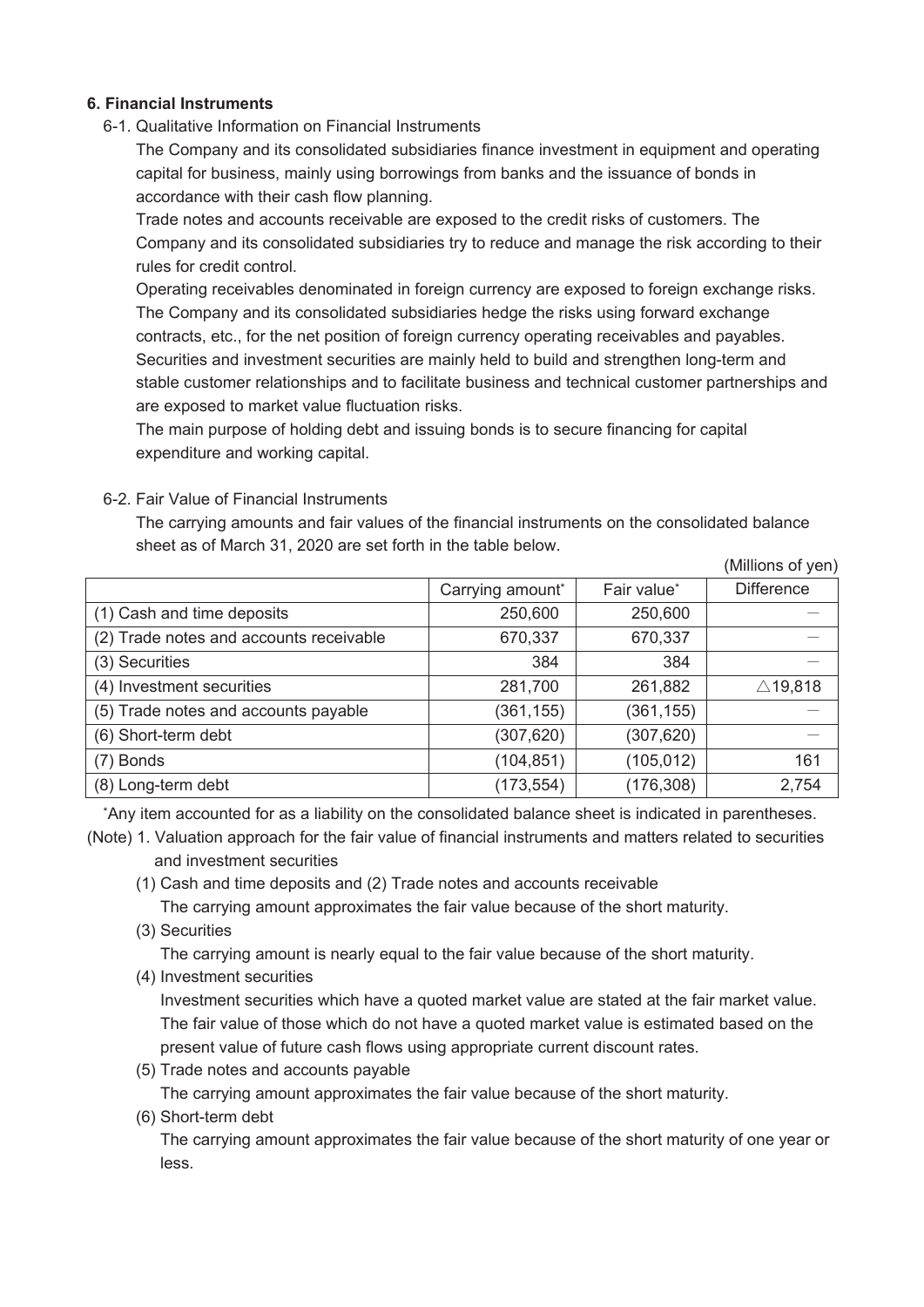**6. Financial Instruments**

6-1. Qualitative Information on Financial Instruments

The Company and its consolidated subsidiaries finance investment in equipment and operating capital for business, mainly using borrowings from banks and the issuance of bonds in accordance with their cash flow planning.

Trade notes and accounts receivable are exposed to the credit risks of customers. The Company and its consolidated subsidiaries try to reduce and manage the risk according to their rules for credit control.

Operating receivables denominated in foreign currency are exposed to foreign exchange risks. The Company and its consolidated subsidiaries hedge the risks using forward exchange contracts, etc., for the net position of foreign currency operating receivables and payables.

Securities and investment securities are mainly held to build and strengthen long-term and stable customer relationships and to facilitate business and technical customer partnerships and are exposed to market value fluctuation risks.

The main purpose of holding debt and issuing bonds is to secure financing for capital expenditure and working capital.

6-2. Fair Value of Financial Instruments

The carrying amounts and fair values of the financial instruments on the consolidated balance sheet as of March 31, 2020 are set forth in the table below.

(Millions of yen)

| | Carrying amount* | Fair value* | Difference |
|---|---|---|---|
| (1) Cash and time deposits | 250,600 | 250,600 | — |
| (2) Trade notes and accounts receivable | 670,337 | 670,337 | — |
| (3) Securities | 384 | 384 | — |
| (4) Investment securities | 281,700 | 261,882 | △19,818 |
| (5) Trade notes and accounts payable | (361,155) | (361,155) | — |
| (6) Short-term debt | (307,620) | (307,620) | — |
| (7) Bonds | (104,851) | (105,012) | 161 |
| (8) Long-term debt | (173,554) | (176,308) | 2,754 |

*Any item accounted for as a liability on the consolidated balance sheet is indicated in parentheses.

(Note) 1. Valuation approach for the fair value of financial instruments and matters related to securities and investment securities

(1) Cash and time deposits and (2) Trade notes and accounts receivable
The carrying amount approximates the fair value because of the short maturity.

(3) Securities
The carrying amount is nearly equal to the fair value because of the short maturity.

(4) Investment securities
Investment securities which have a quoted market value are stated at the fair market value. The fair value of those which do not have a quoted market value is estimated based on the present value of future cash flows using appropriate current discount rates.

(5) Trade notes and accounts payable
The carrying amount approximates the fair value because of the short maturity.

(6) Short-term debt
The carrying amount approximates the fair value because of the short maturity of one year or less.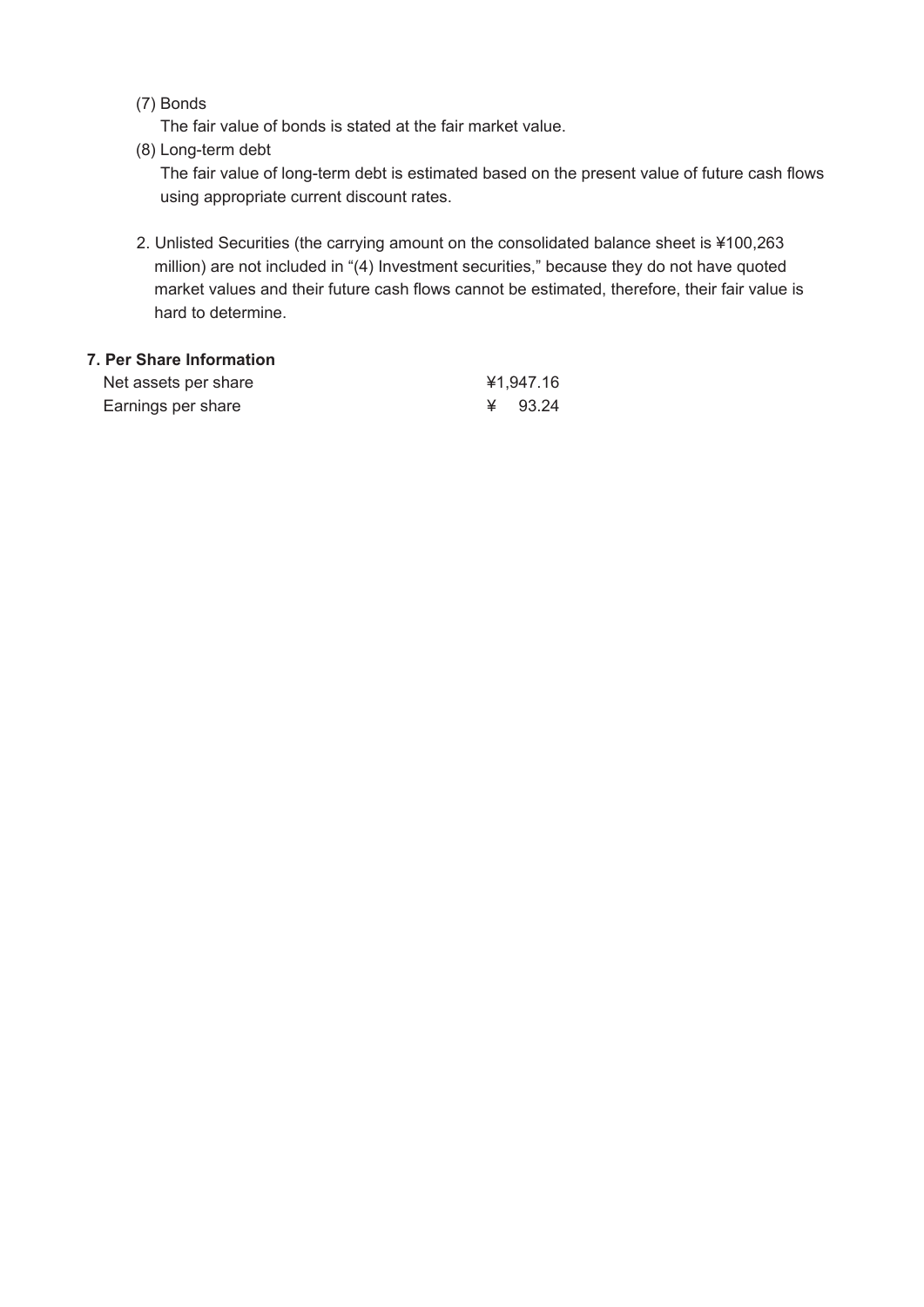(7) Bonds

The fair value of bonds is stated at the fair market value.

(8) Long-term debt

The fair value of long-term debt is estimated based on the present value of future cash flows using appropriate current discount rates.

2. Unlisted Securities (the carrying amount on the consolidated balance sheet is ¥100,263 million) are not included in "(4) Investment securities," because they do not have quoted market values and their future cash flows cannot be estimated, therefore, their fair value is hard to determine.

**7. Per Share Information**

| | |
|---|---|
| Net assets per share | ¥1,947.16 |
| Earnings per share | ¥ 93.24 |